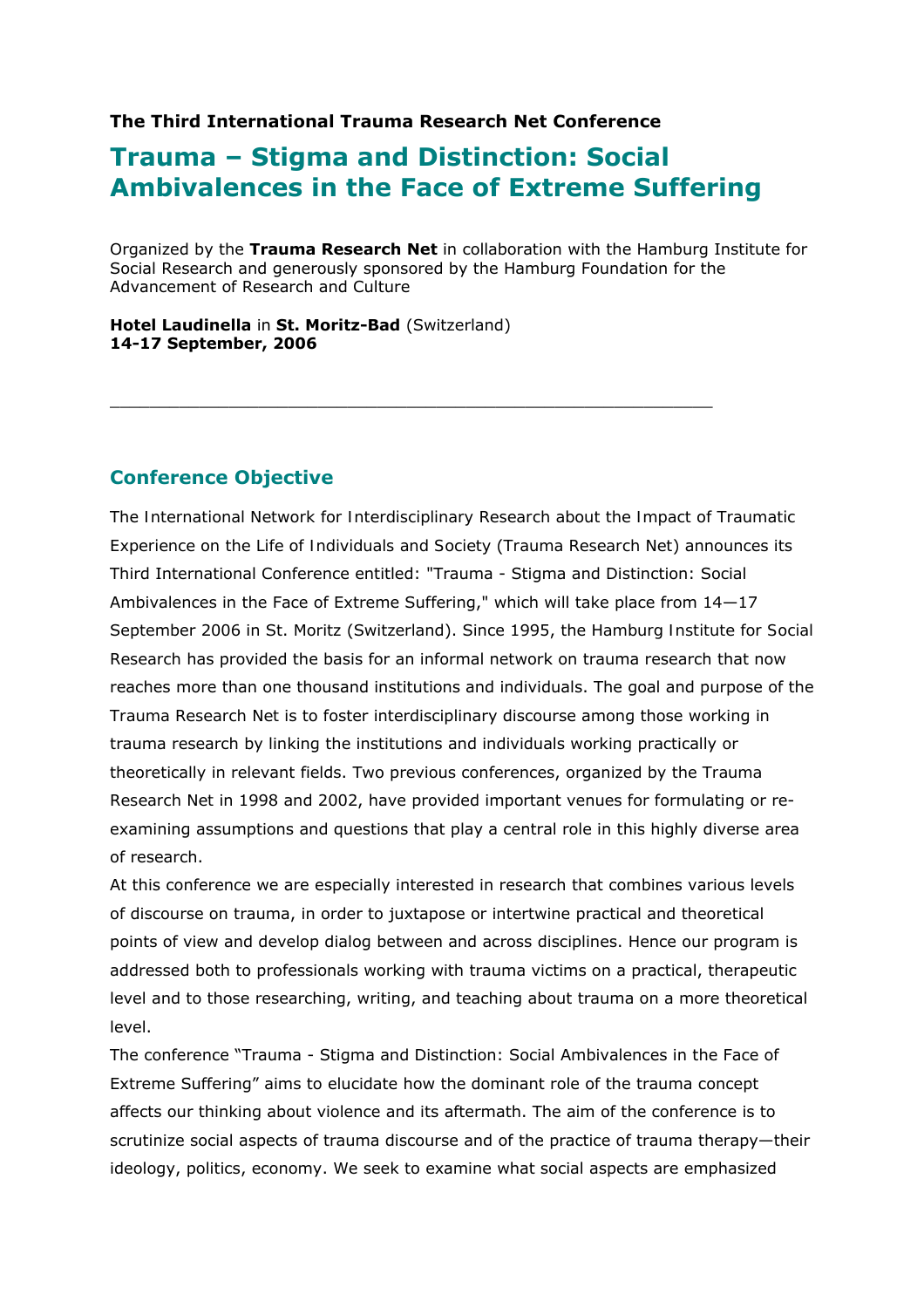**The Third International Trauma Research Net Conference**

# Trauma – Stigma and Distinction: Social Ambivalences in the Face of Extreme Suffering

Organized by the **Trauma Research Net** in collaboration with the Hamburg Institute for Social Research and generously sponsored by the Hamburg Foundation for the Advancement of Research and Culture

**Hotel Laudinella** in **St. Moritz-Bad** (Switzerland)
**14-17 September, 2006**

---

## Conference Objective

The International Network for Interdisciplinary Research about the Impact of Traumatic Experience on the Life of Individuals and Society (Trauma Research Net) announces its Third International Conference entitled: "Trauma - Stigma and Distinction: Social Ambivalences in the Face of Extreme Suffering," which will take place from 14—17 September 2006 in St. Moritz (Switzerland). Since 1995, the Hamburg Institute for Social Research has provided the basis for an informal network on trauma research that now reaches more than one thousand institutions and individuals. The goal and purpose of the Trauma Research Net is to foster interdisciplinary discourse among those working in trauma research by linking the institutions and individuals working practically or theoretically in relevant fields. Two previous conferences, organized by the Trauma Research Net in 1998 and 2002, have provided important venues for formulating or re-examining assumptions and questions that play a central role in this highly diverse area of research.

At this conference we are especially interested in research that combines various levels of discourse on trauma, in order to juxtapose or intertwine practical and theoretical points of view and develop dialog between and across disciplines. Hence our program is addressed both to professionals working with trauma victims on a practical, therapeutic level and to those researching, writing, and teaching about trauma on a more theoretical level.

The conference "Trauma - Stigma and Distinction: Social Ambivalences in the Face of Extreme Suffering" aims to elucidate how the dominant role of the trauma concept affects our thinking about violence and its aftermath. The aim of the conference is to scrutinize social aspects of trauma discourse and of the practice of trauma therapy—their ideology, politics, economy. We seek to examine what social aspects are emphasized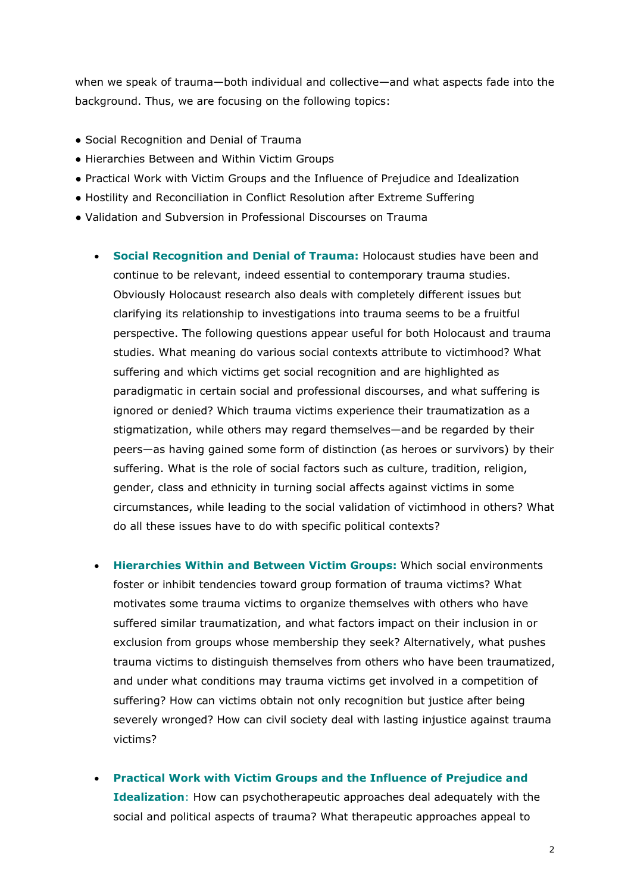when we speak of trauma—both individual and collective—and what aspects fade into the background. Thus, we are focusing on the following topics:

- Social Recognition and Denial of Trauma
- Hierarchies Between and Within Victim Groups
- Practical Work with Victim Groups and the Influence of Prejudice and Idealization
- Hostility and Reconciliation in Conflict Resolution after Extreme Suffering
- Validation and Subversion in Professional Discourses on Trauma

  - **Social Recognition and Denial of Trauma:** Holocaust studies have been and continue to be relevant, indeed essential to contemporary trauma studies. Obviously Holocaust research also deals with completely different issues but clarifying its relationship to investigations into trauma seems to be a fruitful perspective. The following questions appear useful for both Holocaust and trauma studies. What meaning do various social contexts attribute to victimhood? What suffering and which victims get social recognition and are highlighted as paradigmatic in certain social and professional discourses, and what suffering is ignored or denied? Which trauma victims experience their traumatization as a stigmatization, while others may regard themselves—and be regarded by their peers—as having gained some form of distinction (as heroes or survivors) by their suffering. What is the role of social factors such as culture, tradition, religion, gender, class and ethnicity in turning social affects against victims in some circumstances, while leading to the social validation of victimhood in others? What do all these issues have to do with specific political contexts?

  - **Hierarchies Within and Between Victim Groups:** Which social environments foster or inhibit tendencies toward group formation of trauma victims? What motivates some trauma victims to organize themselves with others who have suffered similar traumatization, and what factors impact on their inclusion in or exclusion from groups whose membership they seek? Alternatively, what pushes trauma victims to distinguish themselves from others who have been traumatized, and under what conditions may trauma victims get involved in a competition of suffering? How can victims obtain not only recognition but justice after being severely wronged? How can civil society deal with lasting injustice against trauma victims?

  - **Practical Work with Victim Groups and the Influence of Prejudice and Idealization**: How can psychotherapeutic approaches deal adequately with the social and political aspects of trauma? What therapeutic approaches appeal to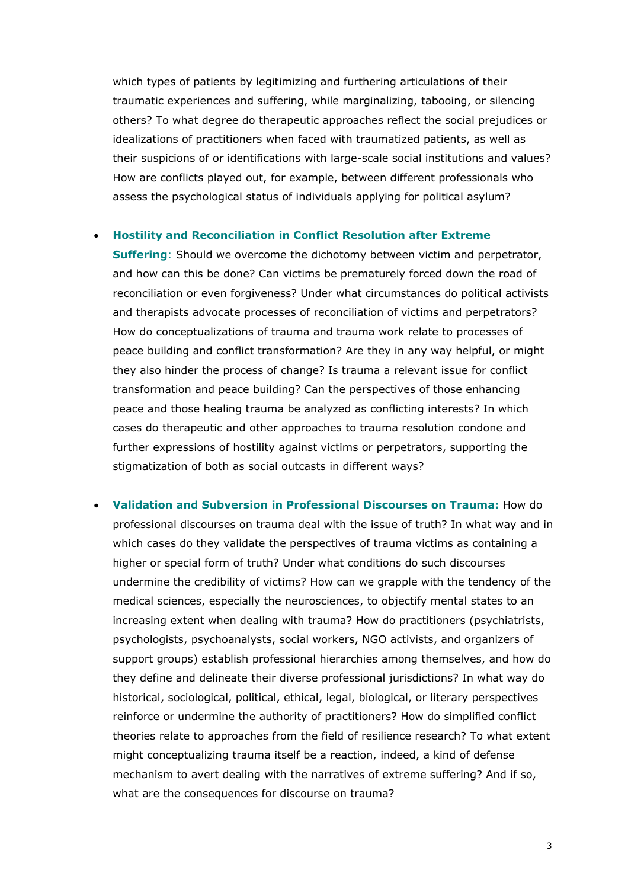which types of patients by legitimizing and furthering articulations of their traumatic experiences and suffering, while marginalizing, tabooing, or silencing others? To what degree do therapeutic approaches reflect the social prejudices or idealizations of practitioners when faced with traumatized patients, as well as their suspicions of or identifications with large-scale social institutions and values? How are conflicts played out, for example, between different professionals who assess the psychological status of individuals applying for political asylum?

- **Hostility and Reconciliation in Conflict Resolution after Extreme Suffering**: Should we overcome the dichotomy between victim and perpetrator, and how can this be done? Can victims be prematurely forced down the road of reconciliation or even forgiveness? Under what circumstances do political activists and therapists advocate processes of reconciliation of victims and perpetrators? How do conceptualizations of trauma and trauma work relate to processes of peace building and conflict transformation? Are they in any way helpful, or might they also hinder the process of change? Is trauma a relevant issue for conflict transformation and peace building? Can the perspectives of those enhancing peace and those healing trauma be analyzed as conflicting interests? In which cases do therapeutic and other approaches to trauma resolution condone and further expressions of hostility against victims or perpetrators, supporting the stigmatization of both as social outcasts in different ways?

- **Validation and Subversion in Professional Discourses on Trauma:** How do professional discourses on trauma deal with the issue of truth? In what way and in which cases do they validate the perspectives of trauma victims as containing a higher or special form of truth? Under what conditions do such discourses undermine the credibility of victims? How can we grapple with the tendency of the medical sciences, especially the neurosciences, to objectify mental states to an increasing extent when dealing with trauma? How do practitioners (psychiatrists, psychologists, psychoanalysts, social workers, NGO activists, and organizers of support groups) establish professional hierarchies among themselves, and how do they define and delineate their diverse professional jurisdictions? In what way do historical, sociological, political, ethical, legal, biological, or literary perspectives reinforce or undermine the authority of practitioners? How do simplified conflict theories relate to approaches from the field of resilience research? To what extent might conceptualizing trauma itself be a reaction, indeed, a kind of defense mechanism to avert dealing with the narratives of extreme suffering? And if so, what are the consequences for discourse on trauma?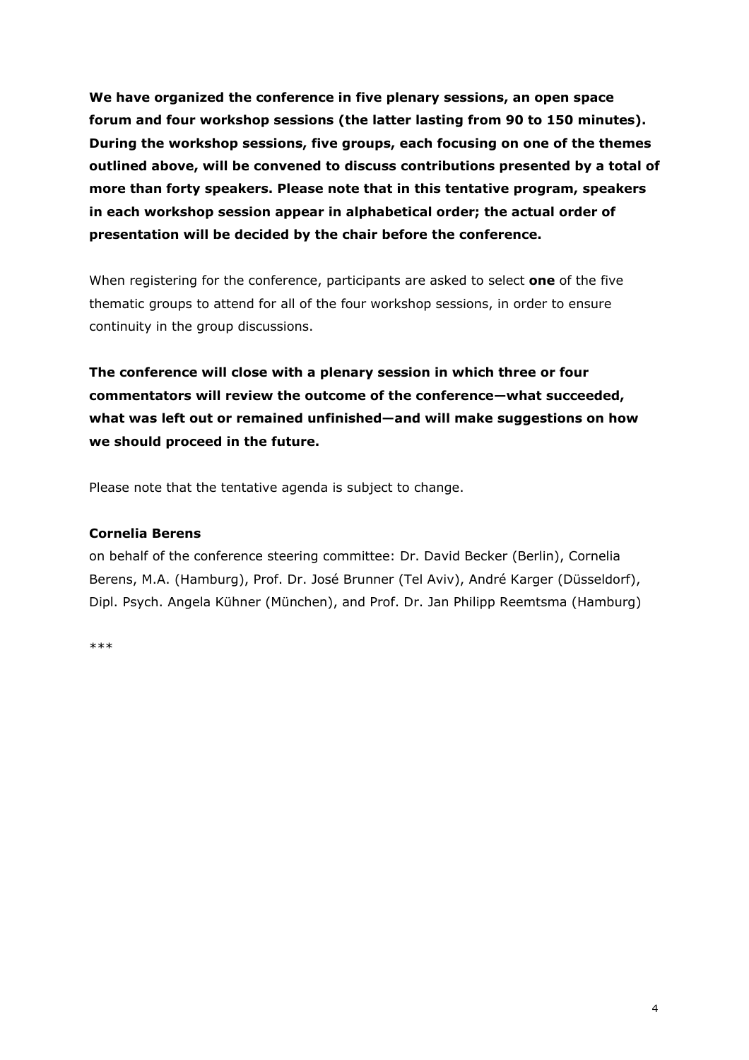**We have organized the conference in five plenary sessions, an open space forum and four workshop sessions (the latter lasting from 90 to 150 minutes). During the workshop sessions, five groups, each focusing on one of the themes outlined above, will be convened to discuss contributions presented by a total of more than forty speakers. Please note that in this tentative program, speakers in each workshop session appear in alphabetical order; the actual order of presentation will be decided by the chair before the conference.**

When registering for the conference, participants are asked to select **one** of the five thematic groups to attend for all of the four workshop sessions, in order to ensure continuity in the group discussions.

**The conference will close with a plenary session in which three or four commentators will review the outcome of the conference—what succeeded, what was left out or remained unfinished—and will make suggestions on how we should proceed in the future.**

Please note that the tentative agenda is subject to change.

**Cornelia Berens**
on behalf of the conference steering committee: Dr. David Becker (Berlin), Cornelia Berens, M.A. (Hamburg), Prof. Dr. José Brunner (Tel Aviv), André Karger (Düsseldorf), Dipl. Psych. Angela Kühner (München), and Prof. Dr. Jan Philipp Reemtsma (Hamburg)

***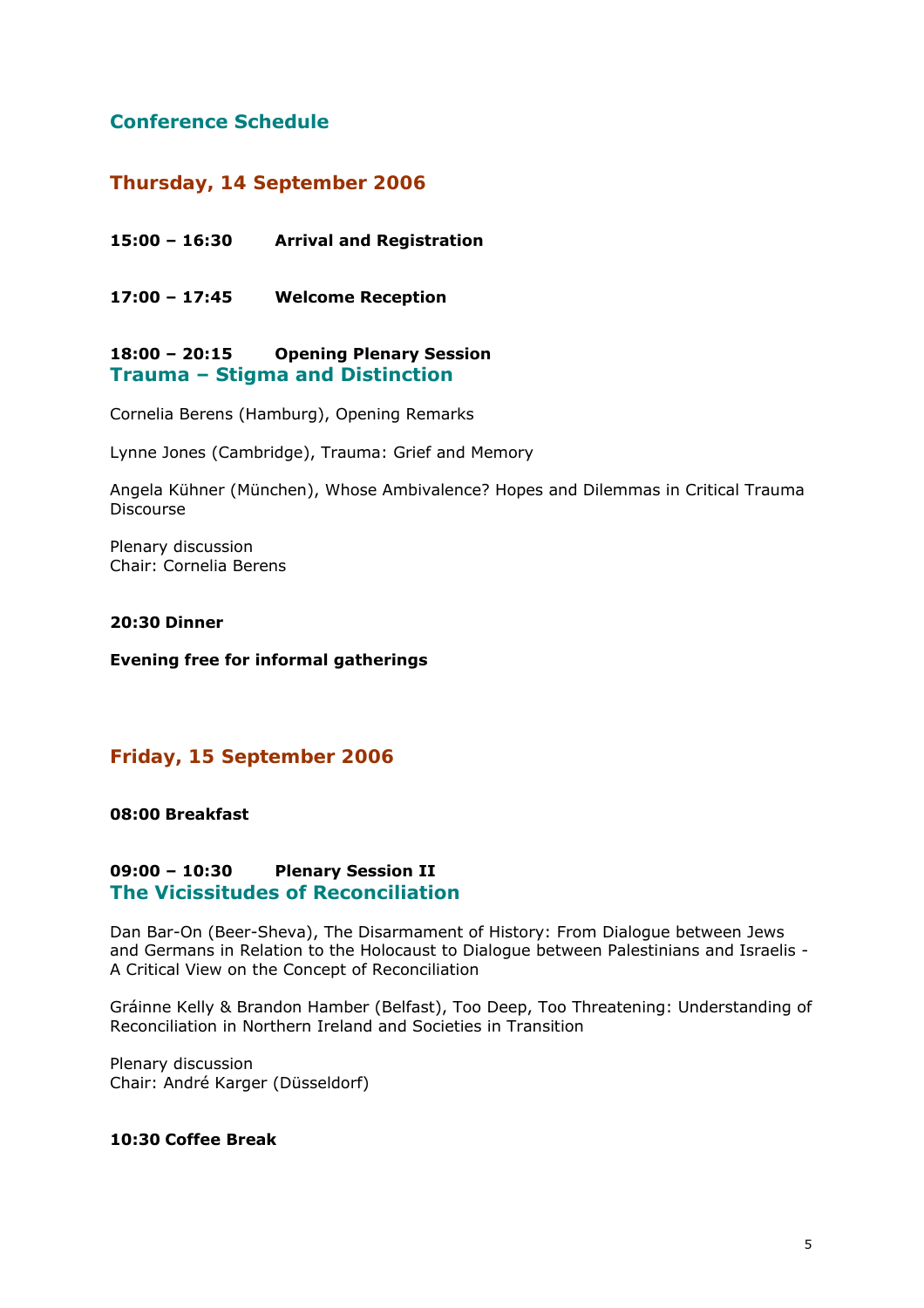## Conference Schedule

### Thursday, 14 September 2006

**15:00 – 16:30 Arrival and Registration**

**17:00 – 17:45 Welcome Reception**

**18:00 – 20:15 Opening Plenary Session**
**Trauma – Stigma and Distinction**

Cornelia Berens (Hamburg), Opening Remarks

Lynne Jones (Cambridge), Trauma: Grief and Memory

Angela Kühner (München), Whose Ambivalence? Hopes and Dilemmas in Critical Trauma Discourse

Plenary discussion
Chair: Cornelia Berens

**20:30 Dinner**

**Evening free for informal gatherings**

### Friday, 15 September 2006

**08:00 Breakfast**

**09:00 – 10:30 Plenary Session II**
**The Vicissitudes of Reconciliation**

Dan Bar-On (Beer-Sheva), The Disarmament of History: From Dialogue between Jews and Germans in Relation to the Holocaust to Dialogue between Palestinians and Israelis - A Critical View on the Concept of Reconciliation

Gráinne Kelly & Brandon Hamber (Belfast), Too Deep, Too Threatening: Understanding of Reconciliation in Northern Ireland and Societies in Transition

Plenary discussion
Chair: André Karger (Düsseldorf)

**10:30 Coffee Break**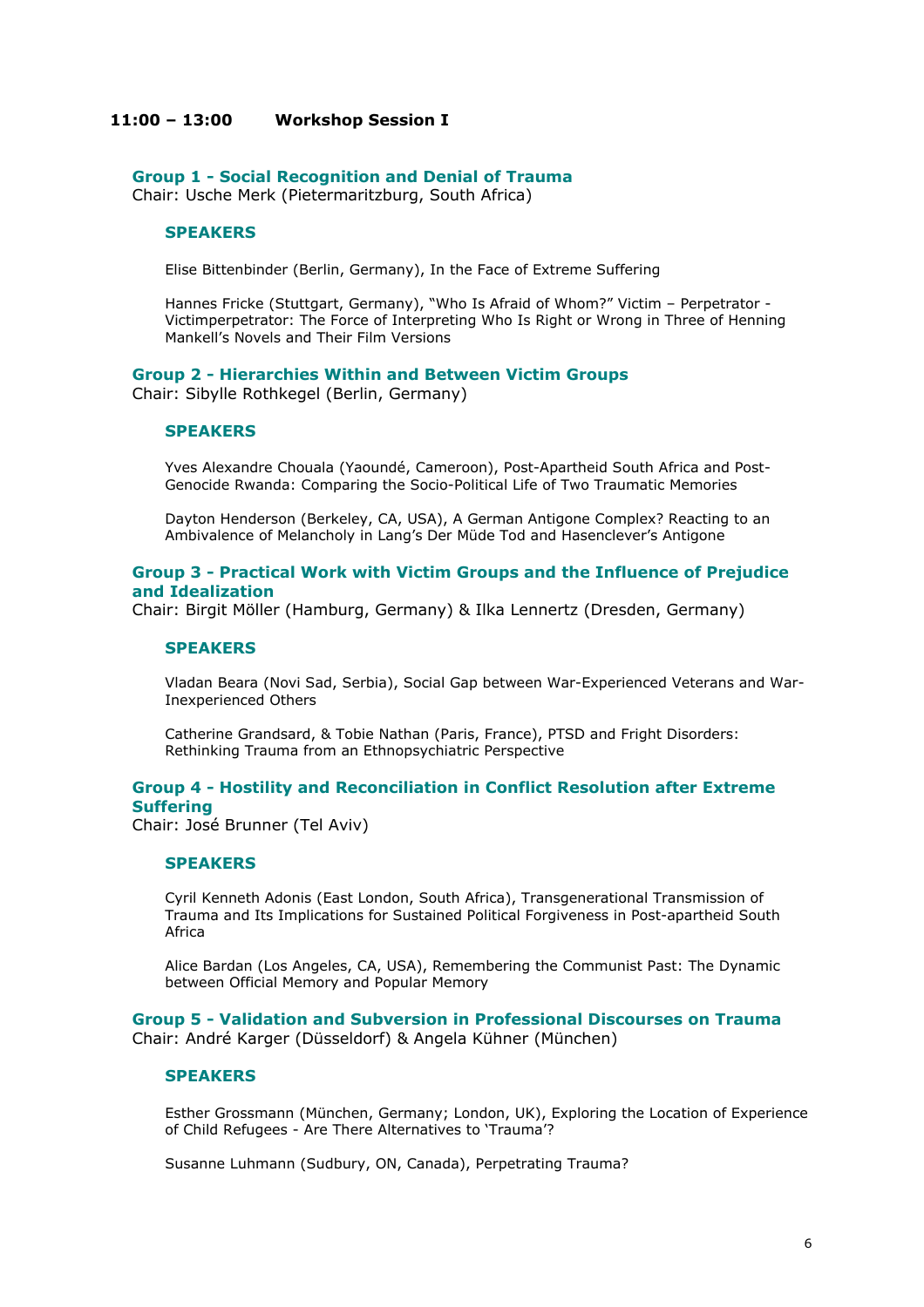## 11:00 – 13:00 Workshop Session I

### Group 1 - Social Recognition and Denial of Trauma

Chair: Usche Merk (Pietermaritzburg, South Africa)

#### SPEAKERS

Elise Bittenbinder (Berlin, Germany), In the Face of Extreme Suffering

Hannes Fricke (Stuttgart, Germany), "Who Is Afraid of Whom?" Victim – Perpetrator - Victimperpetrator: The Force of Interpreting Who Is Right or Wrong in Three of Henning Mankell's Novels and Their Film Versions

### Group 2 - Hierarchies Within and Between Victim Groups

Chair: Sibylle Rothkegel (Berlin, Germany)

#### SPEAKERS

Yves Alexandre Chouala (Yaoundé, Cameroon), Post-Apartheid South Africa and Post-Genocide Rwanda: Comparing the Socio-Political Life of Two Traumatic Memories

Dayton Henderson (Berkeley, CA, USA), A German Antigone Complex? Reacting to an Ambivalence of Melancholy in Lang's Der Müde Tod and Hasenclever's Antigone

### Group 3 - Practical Work with Victim Groups and the Influence of Prejudice and Idealization

Chair: Birgit Möller (Hamburg, Germany) & Ilka Lennertz (Dresden, Germany)

#### SPEAKERS

Vladan Beara (Novi Sad, Serbia), Social Gap between War-Experienced Veterans and War-Inexperienced Others

Catherine Grandsard, & Tobie Nathan (Paris, France), PTSD and Fright Disorders: Rethinking Trauma from an Ethnopsychiatric Perspective

### Group 4 - Hostility and Reconciliation in Conflict Resolution after Extreme Suffering

Chair: José Brunner (Tel Aviv)

#### SPEAKERS

Cyril Kenneth Adonis (East London, South Africa), Transgenerational Transmission of Trauma and Its Implications for Sustained Political Forgiveness in Post-apartheid South Africa

Alice Bardan (Los Angeles, CA, USA), Remembering the Communist Past: The Dynamic between Official Memory and Popular Memory

### Group 5 - Validation and Subversion in Professional Discourses on Trauma

Chair: André Karger (Düsseldorf) & Angela Kühner (München)

#### SPEAKERS

Esther Grossmann (München, Germany; London, UK), Exploring the Location of Experience of Child Refugees - Are There Alternatives to 'Trauma'?

Susanne Luhmann (Sudbury, ON, Canada), Perpetrating Trauma?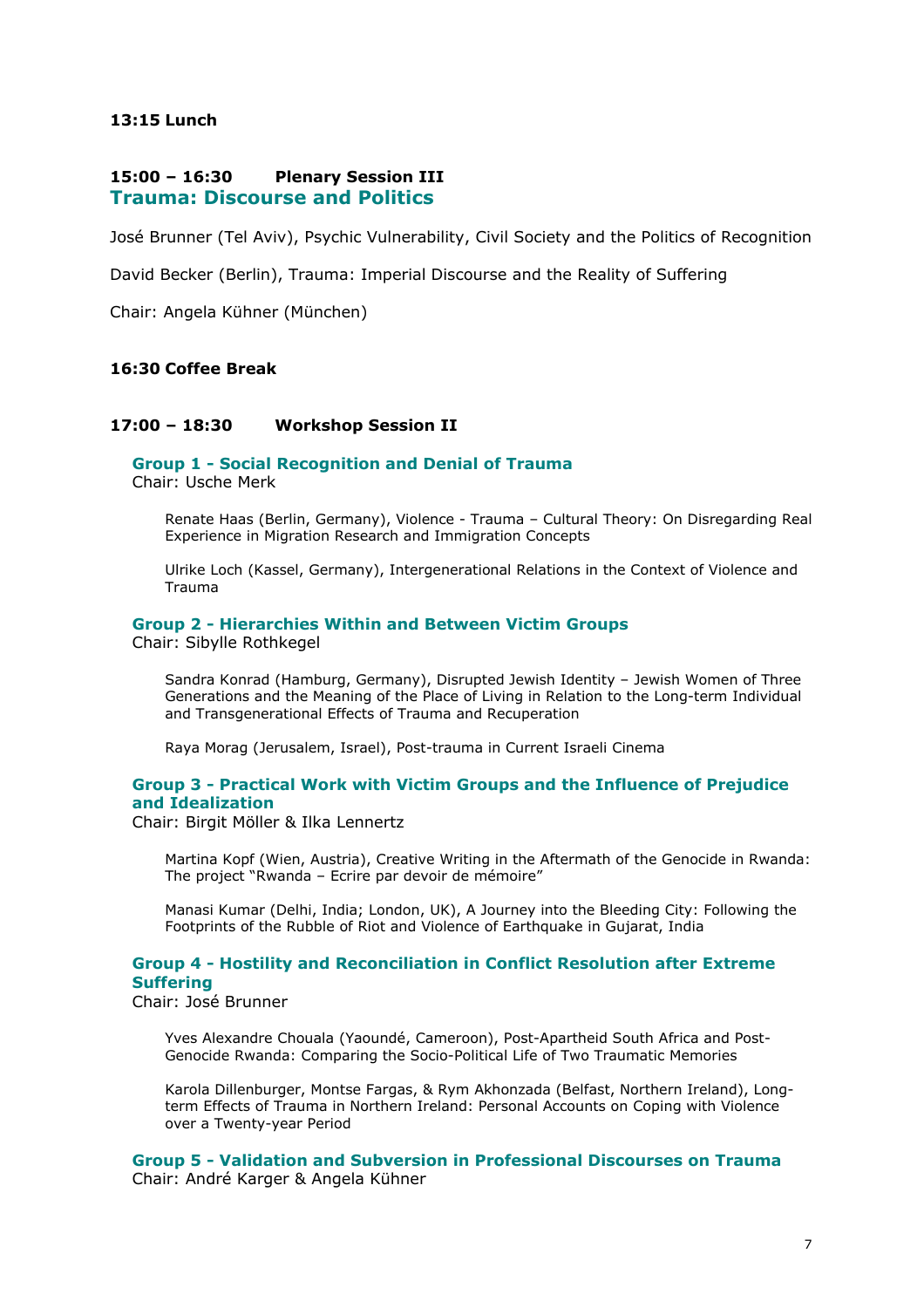**13:15 Lunch**

**15:00 – 16:30 Plenary Session III**

## Trauma: Discourse and Politics

José Brunner (Tel Aviv), Psychic Vulnerability, Civil Society and the Politics of Recognition

David Becker (Berlin), Trauma: Imperial Discourse and the Reality of Suffering

Chair: Angela Kühner (München)

**16:30 Coffee Break**

**17:00 – 18:30 Workshop Session II**

### Group 1 - Social Recognition and Denial of Trauma

Chair: Usche Merk

Renate Haas (Berlin, Germany), Violence - Trauma – Cultural Theory: On Disregarding Real Experience in Migration Research and Immigration Concepts

Ulrike Loch (Kassel, Germany), Intergenerational Relations in the Context of Violence and Trauma

### Group 2 - Hierarchies Within and Between Victim Groups

Chair: Sibylle Rothkegel

Sandra Konrad (Hamburg, Germany), Disrupted Jewish Identity – Jewish Women of Three Generations and the Meaning of the Place of Living in Relation to the Long-term Individual and Transgenerational Effects of Trauma and Recuperation

Raya Morag (Jerusalem, Israel), Post-trauma in Current Israeli Cinema

### Group 3 - Practical Work with Victim Groups and the Influence of Prejudice and Idealization

Chair: Birgit Möller & Ilka Lennertz

Martina Kopf (Wien, Austria), Creative Writing in the Aftermath of the Genocide in Rwanda: The project "Rwanda – Ecrire par devoir de mémoire"

Manasi Kumar (Delhi, India; London, UK), A Journey into the Bleeding City: Following the Footprints of the Rubble of Riot and Violence of Earthquake in Gujarat, India

### Group 4 - Hostility and Reconciliation in Conflict Resolution after Extreme Suffering

Chair: José Brunner

Yves Alexandre Chouala (Yaoundé, Cameroon), Post-Apartheid South Africa and Post-Genocide Rwanda: Comparing the Socio-Political Life of Two Traumatic Memories

Karola Dillenburger, Montse Fargas, & Rym Akhonzada (Belfast, Northern Ireland), Long-term Effects of Trauma in Northern Ireland: Personal Accounts on Coping with Violence over a Twenty-year Period

### Group 5 - Validation and Subversion in Professional Discourses on Trauma

Chair: André Karger & Angela Kühner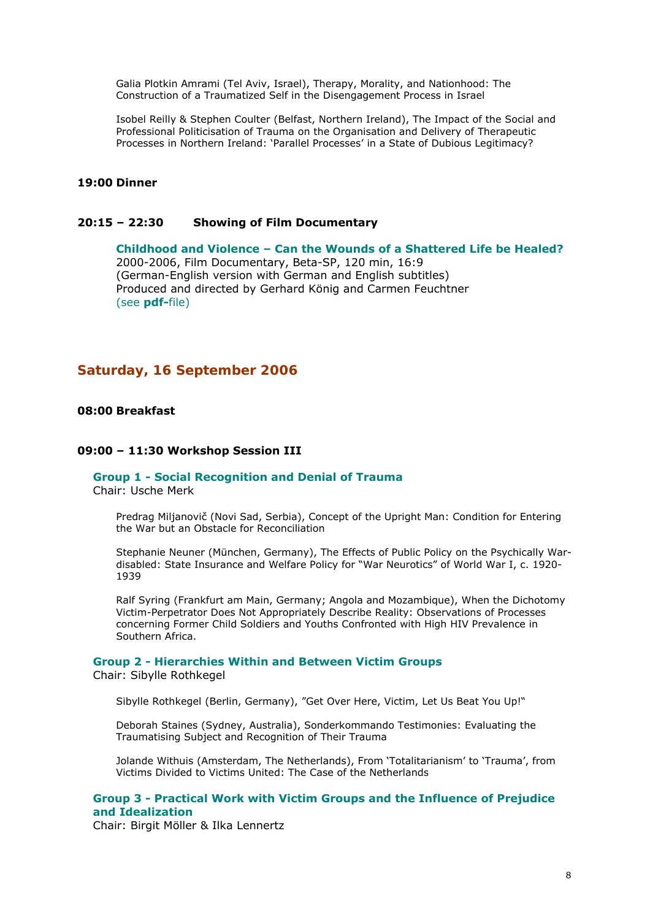Galia Plotkin Amrami (Tel Aviv, Israel), Therapy, Morality, and Nationhood: The Construction of a Traumatized Self in the Disengagement Process in Israel

Isobel Reilly & Stephen Coulter (Belfast, Northern Ireland), The Impact of the Social and Professional Politicisation of Trauma on the Organisation and Delivery of Therapeutic Processes in Northern Ireland: 'Parallel Processes' in a State of Dubious Legitimacy?

**19:00 Dinner**

**20:15 – 22:30 Showing of Film Documentary**

**Childhood and Violence – Can the Wounds of a Shattered Life be Healed?**
2000-2006, Film Documentary, Beta-SP, 120 min, 16:9
(German-English version with German and English subtitles)
Produced and directed by Gerhard König and Carmen Feuchtner
(see **pdf-**file)

## Saturday, 16 September 2006

**08:00 Breakfast**

**09:00 – 11:30 Workshop Session III**

### Group 1 - Social Recognition and Denial of Trauma

Chair: Usche Merk

Predrag Miljanovič (Novi Sad, Serbia), Concept of the Upright Man: Condition for Entering the War but an Obstacle for Reconciliation

Stephanie Neuner (München, Germany), The Effects of Public Policy on the Psychically War-disabled: State Insurance and Welfare Policy for "War Neurotics" of World War I, c. 1920-1939

Ralf Syring (Frankfurt am Main, Germany; Angola and Mozambique), When the Dichotomy Victim-Perpetrator Does Not Appropriately Describe Reality: Observations of Processes concerning Former Child Soldiers and Youths Confronted with High HIV Prevalence in Southern Africa.

### Group 2 - Hierarchies Within and Between Victim Groups

Chair: Sibylle Rothkegel

Sibylle Rothkegel (Berlin, Germany), "Get Over Here, Victim, Let Us Beat You Up!"

Deborah Staines (Sydney, Australia), Sonderkommando Testimonies: Evaluating the Traumatising Subject and Recognition of Their Trauma

Jolande Withuis (Amsterdam, The Netherlands), From 'Totalitarianism' to 'Trauma', from Victims Divided to Victims United: The Case of the Netherlands

### Group 3 - Practical Work with Victim Groups and the Influence of Prejudice and Idealization

Chair: Birgit Möller & Ilka Lennertz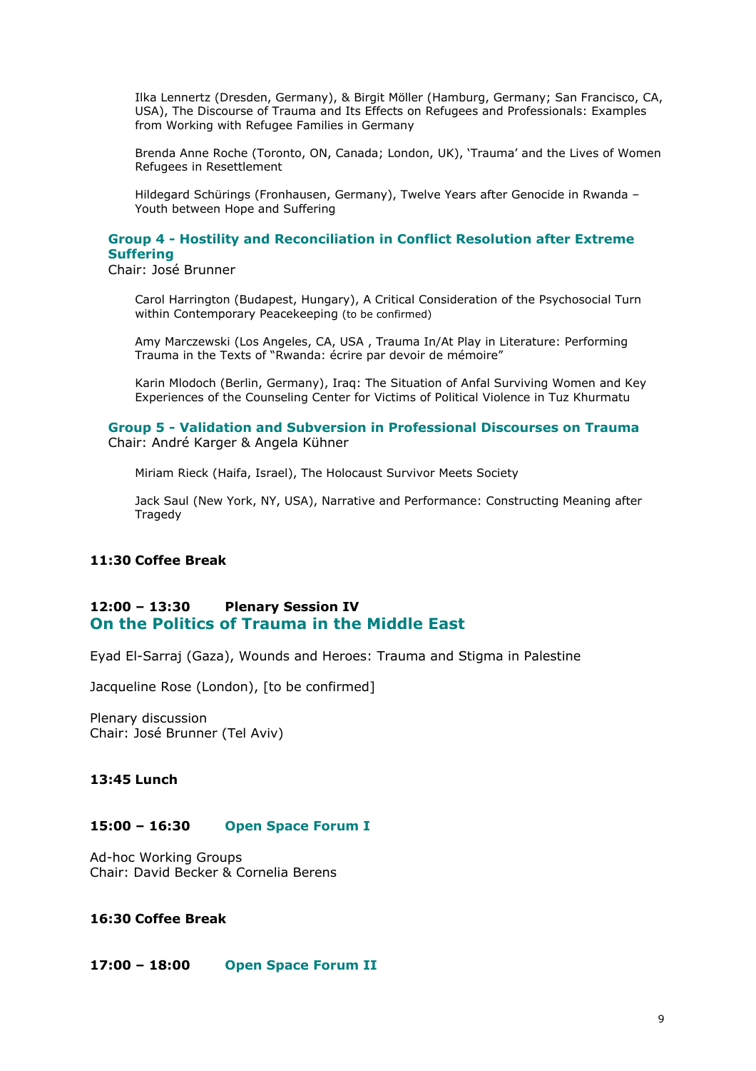Ilka Lennertz (Dresden, Germany), & Birgit Möller (Hamburg, Germany; San Francisco, CA, USA), The Discourse of Trauma and Its Effects on Refugees and Professionals: Examples from Working with Refugee Families in Germany

Brenda Anne Roche (Toronto, ON, Canada; London, UK), 'Trauma' and the Lives of Women Refugees in Resettlement

Hildegard Schürings (Fronhausen, Germany), Twelve Years after Genocide in Rwanda – Youth between Hope and Suffering

### Group 4 - Hostility and Reconciliation in Conflict Resolution after Extreme Suffering

Chair: José Brunner

Carol Harrington (Budapest, Hungary), A Critical Consideration of the Psychosocial Turn within Contemporary Peacekeeping (to be confirmed)

Amy Marczewski (Los Angeles, CA, USA , Trauma In/At Play in Literature: Performing Trauma in the Texts of "Rwanda: écrire par devoir de mémoire"

Karin Mlodoch (Berlin, Germany), Iraq: The Situation of Anfal Surviving Women and Key Experiences of the Counseling Center for Victims of Political Violence in Tuz Khurmatu

### Group 5 - Validation and Subversion in Professional Discourses on Trauma

Chair: André Karger & Angela Kühner

Miriam Rieck (Haifa, Israel), The Holocaust Survivor Meets Society

Jack Saul (New York, NY, USA), Narrative and Performance: Constructing Meaning after Tragedy

**11:30 Coffee Break**

**12:00 – 13:30 Plenary Session IV**

## On the Politics of Trauma in the Middle East

Eyad El-Sarraj (Gaza), Wounds and Heroes: Trauma and Stigma in Palestine

Jacqueline Rose (London), [to be confirmed]

Plenary discussion
Chair: José Brunner (Tel Aviv)

**13:45 Lunch**

**15:00 – 16:30 Open Space Forum I**

Ad-hoc Working Groups
Chair: David Becker & Cornelia Berens

**16:30 Coffee Break**

**17:00 – 18:00 Open Space Forum II**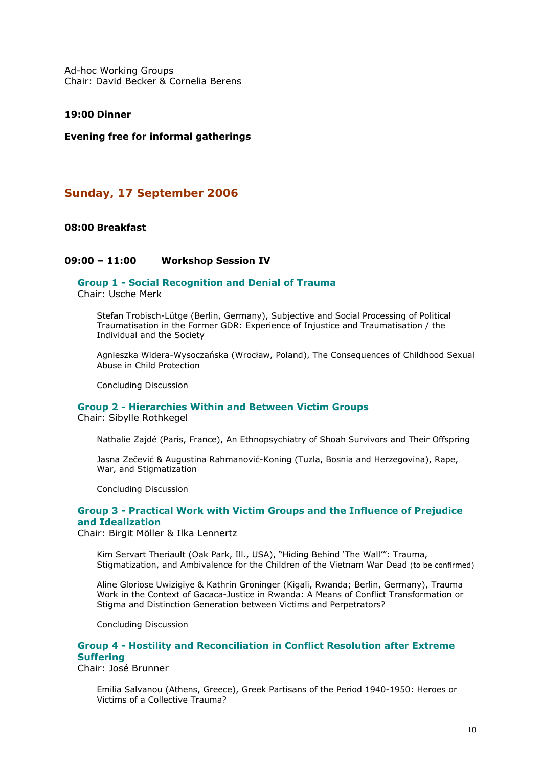Ad-hoc Working Groups
Chair: David Becker & Cornelia Berens

**19:00 Dinner**

**Evening free for informal gatherings**

## Sunday, 17 September 2006

**08:00 Breakfast**

**09:00 – 11:00 Workshop Session IV**

### Group 1 - Social Recognition and Denial of Trauma

Chair: Usche Merk

Stefan Trobisch-Lütge (Berlin, Germany), Subjective and Social Processing of Political Traumatisation in the Former GDR: Experience of Injustice and Traumatisation / the Individual and the Society

Agnieszka Widera-Wysoczańska (Wrocław, Poland), The Consequences of Childhood Sexual Abuse in Child Protection

Concluding Discussion

### Group 2 - Hierarchies Within and Between Victim Groups

Chair: Sibylle Rothkegel

Nathalie Zajdé (Paris, France), An Ethnopsychiatry of Shoah Survivors and Their Offspring

Jasna Zečević & Augustina Rahmanović-Koning (Tuzla, Bosnia and Herzegovina), Rape, War, and Stigmatization

Concluding Discussion

### Group 3 - Practical Work with Victim Groups and the Influence of Prejudice and Idealization

Chair: Birgit Möller & Ilka Lennertz

Kim Servart Theriault (Oak Park, Ill., USA), "Hiding Behind 'The Wall'": Trauma, Stigmatization, and Ambivalence for the Children of the Vietnam War Dead (to be confirmed)

Aline Gloriose Uwizigiye & Kathrin Groninger (Kigali, Rwanda; Berlin, Germany), Trauma Work in the Context of Gacaca-Justice in Rwanda: A Means of Conflict Transformation or Stigma and Distinction Generation between Victims and Perpetrators?

Concluding Discussion

### Group 4 - Hostility and Reconciliation in Conflict Resolution after Extreme Suffering

Chair: José Brunner

Emilia Salvanou (Athens, Greece), Greek Partisans of the Period 1940-1950: Heroes or Victims of a Collective Trauma?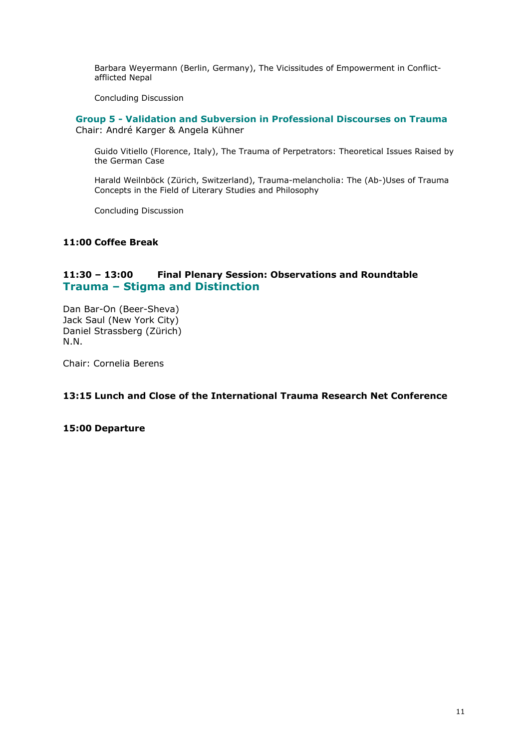Barbara Weyermann (Berlin, Germany), The Vicissitudes of Empowerment in Conflict-afflicted Nepal

Concluding Discussion

### Group 5 - Validation and Subversion in Professional Discourses on Trauma

Chair: André Karger & Angela Kühner

Guido Vitiello (Florence, Italy), The Trauma of Perpetrators: Theoretical Issues Raised by the German Case

Harald Weilnböck (Zürich, Switzerland), Trauma-melancholia: The (Ab-)Uses of Trauma Concepts in the Field of Literary Studies and Philosophy

Concluding Discussion

**11:00 Coffee Break**

**11:30 – 13:00 Final Plenary Session: Observations and Roundtable**

## Trauma – Stigma and Distinction

Dan Bar-On (Beer-Sheva)
Jack Saul (New York City)
Daniel Strassberg (Zürich)
N.N.

Chair: Cornelia Berens

**13:15 Lunch and Close of the International Trauma Research Net Conference**

**15:00 Departure**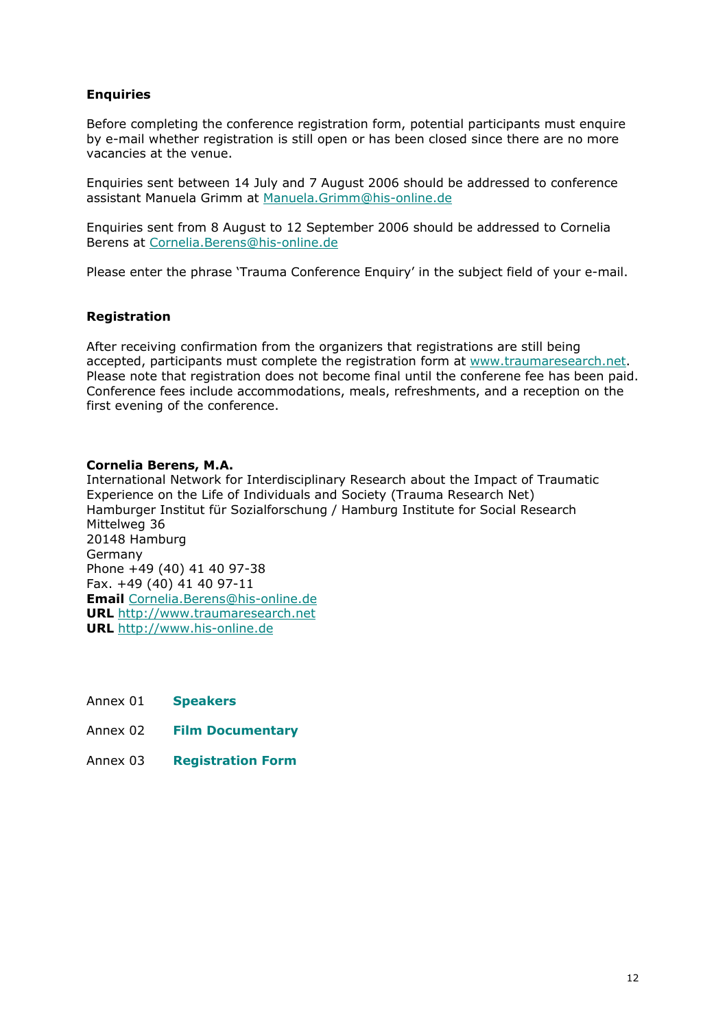## Enquiries

Before completing the conference registration form, potential participants must enquire by e-mail whether registration is still open or has been closed since there are no more vacancies at the venue.

Enquiries sent between 14 July and 7 August 2006 should be addressed to conference assistant Manuela Grimm at Manuela.Grimm@his-online.de

Enquiries sent from 8 August to 12 September 2006 should be addressed to Cornelia Berens at Cornelia.Berens@his-online.de

Please enter the phrase 'Trauma Conference Enquiry' in the subject field of your e-mail.

## Registration

After receiving confirmation from the organizers that registrations are still being accepted, participants must complete the registration form at www.traumaresearch.net. Please note that registration does not become final until the conferene fee has been paid. Conference fees include accommodations, meals, refreshments, and a reception on the first evening of the conference.

**Cornelia Berens, M.A.**
International Network for Interdisciplinary Research about the Impact of Traumatic Experience on the Life of Individuals and Society (Trauma Research Net)
Hamburger Institut für Sozialforschung / Hamburg Institute for Social Research
Mittelweg 36
20148 Hamburg
Germany
Phone +49 (40) 41 40 97-38
Fax. +49 (40) 41 40 97-11
**Email** Cornelia.Berens@his-online.de
**URL** http://www.traumaresearch.net
**URL** http://www.his-online.de

Annex 01 **Speakers**

Annex 02 **Film Documentary**

Annex 03 **Registration Form**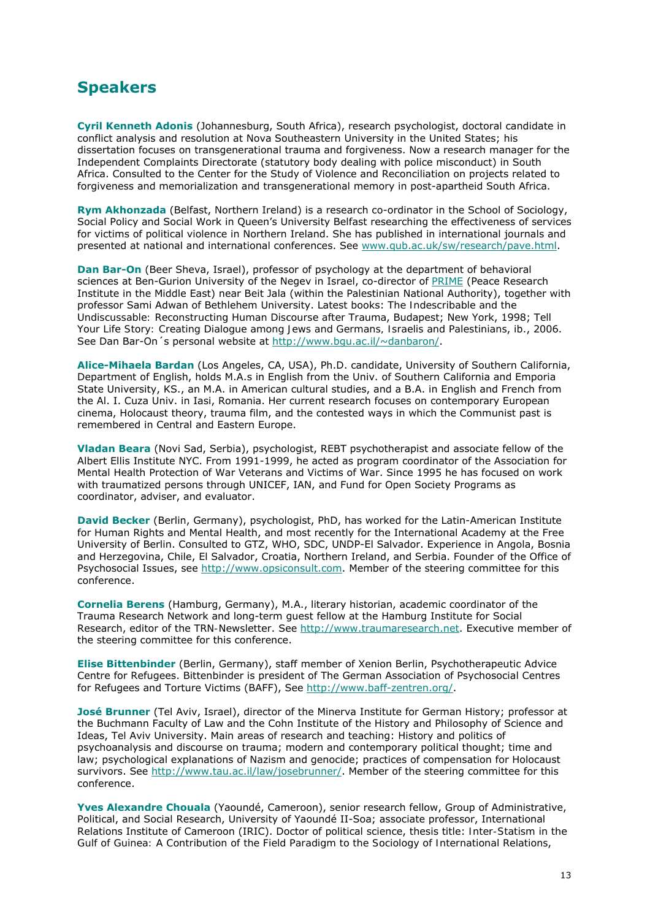## Speakers

**Cyril Kenneth Adonis** (Johannesburg, South Africa), research psychologist, doctoral candidate in conflict analysis and resolution at Nova Southeastern University in the United States; his dissertation focuses on transgenerational trauma and forgiveness. Now a research manager for the Independent Complaints Directorate (statutory body dealing with police misconduct) in South Africa. Consulted to the Center for the Study of Violence and Reconciliation on projects related to forgiveness and memorialization and transgenerational memory in post-apartheid South Africa.

**Rym Akhonzada** (Belfast, Northern Ireland) is a research co-ordinator in the School of Sociology, Social Policy and Social Work in Queen's University Belfast researching the effectiveness of services for victims of political violence in Northern Ireland. She has published in international journals and presented at national and international conferences. See www.qub.ac.uk/sw/research/pave.html.

**Dan Bar-On** (Beer Sheva, Israel), professor of psychology at the department of behavioral sciences at Ben-Gurion University of the Negev in Israel, co-director of PRIME (Peace Research Institute in the Middle East) near Beit Jala (within the Palestinian National Authority), together with professor Sami Adwan of Bethlehem University. Latest books: The Indescribable and the Undiscussable: Reconstructing Human Discourse after Trauma, Budapest; New York, 1998; Tell Your Life Story: Creating Dialogue among Jews and Germans, Israelis and Palestinians, ib., 2006. See Dan Bar-On´s personal website at http://www.bgu.ac.il/~danbaron/.

**Alice-Mihaela Bardan** (Los Angeles, CA, USA), Ph.D. candidate, University of Southern California, Department of English, holds M.A.s in English from the Univ. of Southern California and Emporia State University, KS., an M.A. in American cultural studies, and a B.A. in English and French from the Al. I. Cuza Univ. in Iasi, Romania. Her current research focuses on contemporary European cinema, Holocaust theory, trauma film, and the contested ways in which the Communist past is remembered in Central and Eastern Europe.

**Vladan Beara** (Novi Sad, Serbia), psychologist, REBT psychotherapist and associate fellow of the Albert Ellis Institute NYC. From 1991-1999, he acted as program coordinator of the Association for Mental Health Protection of War Veterans and Victims of War. Since 1995 he has focused on work with traumatized persons through UNICEF, IAN, and Fund for Open Society Programs as coordinator, adviser, and evaluator.

**David Becker** (Berlin, Germany), psychologist, PhD, has worked for the Latin-American Institute for Human Rights and Mental Health, and most recently for the International Academy at the Free University of Berlin. Consulted to GTZ, WHO, SDC, UNDP-El Salvador. Experience in Angola, Bosnia and Herzegovina, Chile, El Salvador, Croatia, Northern Ireland, and Serbia. Founder of the Office of Psychosocial Issues, see http://www.opsiconsult.com. Member of the steering committee for this conference.

**Cornelia Berens** (Hamburg, Germany), M.A., literary historian, academic coordinator of the Trauma Research Network and long-term guest fellow at the Hamburg Institute for Social Research, editor of the TRN-Newsletter. See http://www.traumaresearch.net. Executive member of the steering committee for this conference.

**Elise Bittenbinder** (Berlin, Germany), staff member of Xenion Berlin, Psychotherapeutic Advice Centre for Refugees. Bittenbinder is president of The German Association of Psychosocial Centres for Refugees and Torture Victims (BAFF), See http://www.baff-zentren.org/.

**José Brunner** (Tel Aviv, Israel), director of the Minerva Institute for German History; professor at the Buchmann Faculty of Law and the Cohn Institute of the History and Philosophy of Science and Ideas, Tel Aviv University. Main areas of research and teaching: History and politics of psychoanalysis and discourse on trauma; modern and contemporary political thought; time and law; psychological explanations of Nazism and genocide; practices of compensation for Holocaust survivors. See http://www.tau.ac.il/law/josebrunner/. Member of the steering committee for this conference.

**Yves Alexandre Chouala** (Yaoundé, Cameroon), senior research fellow, Group of Administrative, Political, and Social Research, University of Yaoundé II-Soa; associate professor, International Relations Institute of Cameroon (IRIC). Doctor of political science, thesis title: Inter-Statism in the Gulf of Guinea: A Contribution of the Field Paradigm to the Sociology of International Relations,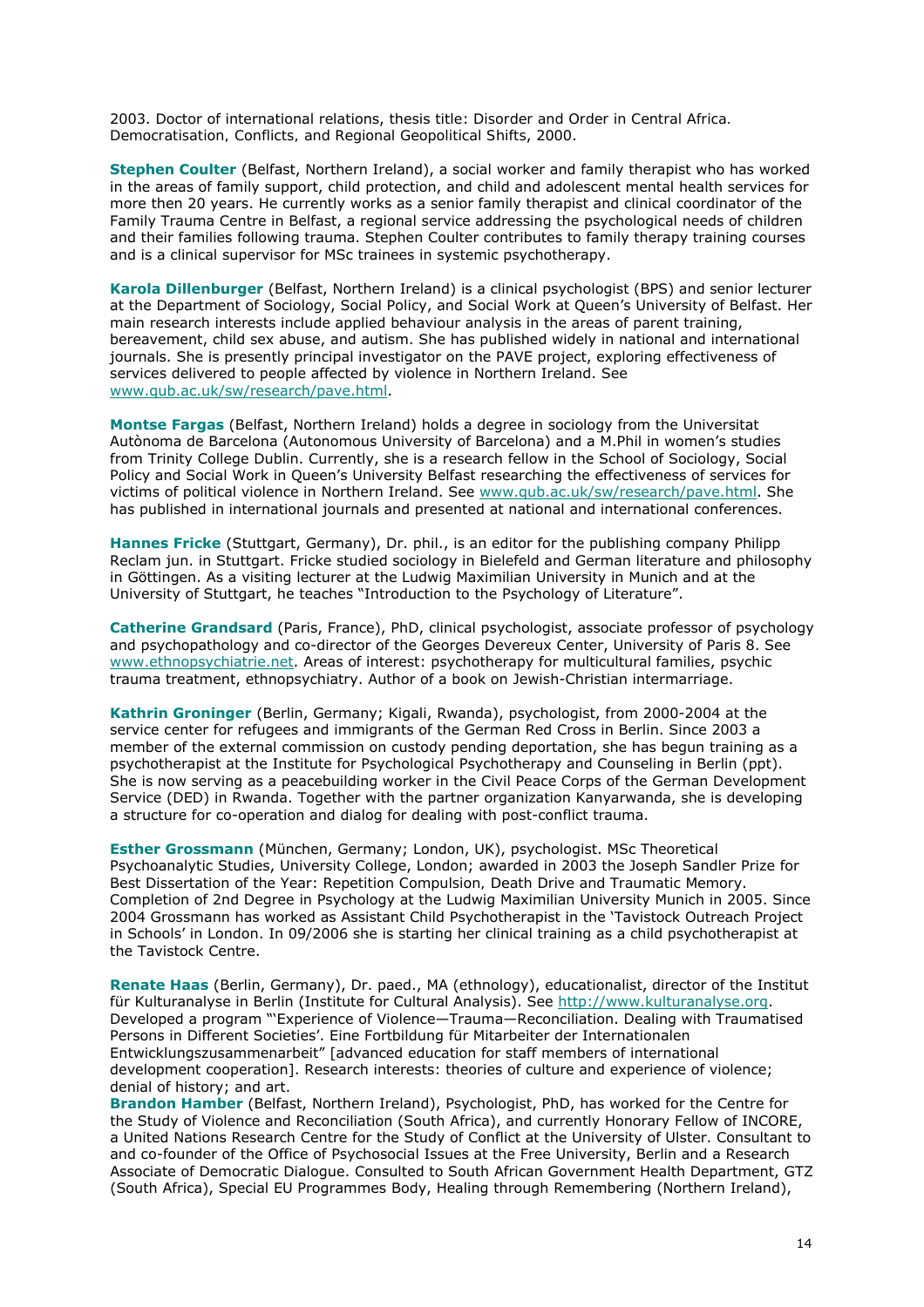2003. Doctor of international relations, thesis title: Disorder and Order in Central Africa. Democratisation, Conflicts, and Regional Geopolitical Shifts, 2000.

**Stephen Coulter** (Belfast, Northern Ireland), a social worker and family therapist who has worked in the areas of family support, child protection, and child and adolescent mental health services for more then 20 years. He currently works as a senior family therapist and clinical coordinator of the Family Trauma Centre in Belfast, a regional service addressing the psychological needs of children and their families following trauma. Stephen Coulter contributes to family therapy training courses and is a clinical supervisor for MSc trainees in systemic psychotherapy.

**Karola Dillenburger** (Belfast, Northern Ireland) is a clinical psychologist (BPS) and senior lecturer at the Department of Sociology, Social Policy, and Social Work at Queen's University of Belfast. Her main research interests include applied behaviour analysis in the areas of parent training, bereavement, child sex abuse, and autism. She has published widely in national and international journals. She is presently principal investigator on the PAVE project, exploring effectiveness of services delivered to people affected by violence in Northern Ireland. See www.qub.ac.uk/sw/research/pave.html.

**Montse Fargas** (Belfast, Northern Ireland) holds a degree in sociology from the Universitat Autònoma de Barcelona (Autonomous University of Barcelona) and a M.Phil in women's studies from Trinity College Dublin. Currently, she is a research fellow in the School of Sociology, Social Policy and Social Work in Queen's University Belfast researching the effectiveness of services for victims of political violence in Northern Ireland. See www.qub.ac.uk/sw/research/pave.html. She has published in international journals and presented at national and international conferences.

**Hannes Fricke** (Stuttgart, Germany), Dr. phil., is an editor for the publishing company Philipp Reclam jun. in Stuttgart. Fricke studied sociology in Bielefeld and German literature and philosophy in Göttingen. As a visiting lecturer at the Ludwig Maximilian University in Munich and at the University of Stuttgart, he teaches "Introduction to the Psychology of Literature".

**Catherine Grandsard** (Paris, France), PhD, clinical psychologist, associate professor of psychology and psychopathology and co-director of the Georges Devereux Center, University of Paris 8. See www.ethnopsychiatrie.net. Areas of interest: psychotherapy for multicultural families, psychic trauma treatment, ethnopsychiatry. Author of a book on Jewish-Christian intermarriage.

**Kathrin Groninger** (Berlin, Germany; Kigali, Rwanda), psychologist, from 2000-2004 at the service center for refugees and immigrants of the German Red Cross in Berlin. Since 2003 a member of the external commission on custody pending deportation, she has begun training as a psychotherapist at the Institute for Psychological Psychotherapy and Counseling in Berlin (ppt). She is now serving as a peacebuilding worker in the Civil Peace Corps of the German Development Service (DED) in Rwanda. Together with the partner organization Kanyarwanda, she is developing a structure for co-operation and dialog for dealing with post-conflict trauma.

**Esther Grossmann** (München, Germany; London, UK), psychologist. MSc Theoretical Psychoanalytic Studies, University College, London; awarded in 2003 the Joseph Sandler Prize for Best Dissertation of the Year: Repetition Compulsion, Death Drive and Traumatic Memory. Completion of 2nd Degree in Psychology at the Ludwig Maximilian University Munich in 2005. Since 2004 Grossmann has worked as Assistant Child Psychotherapist in the 'Tavistock Outreach Project in Schools' in London. In 09/2006 she is starting her clinical training as a child psychotherapist at the Tavistock Centre.

**Renate Haas** (Berlin, Germany), Dr. paed., MA (ethnology), educationalist, director of the Institut für Kulturanalyse in Berlin (Institute for Cultural Analysis). See http://www.kulturanalyse.org. Developed a program "'Experience of Violence—Trauma—Reconciliation. Dealing with Traumatised Persons in Different Societies'. Eine Fortbildung für Mitarbeiter der Internationalen Entwicklungszusammenarbeit" [advanced education for staff members of international development cooperation]. Research interests: theories of culture and experience of violence; denial of history; and art.

**Brandon Hamber** (Belfast, Northern Ireland), Psychologist, PhD, has worked for the Centre for the Study of Violence and Reconciliation (South Africa), and currently Honorary Fellow of INCORE, a United Nations Research Centre for the Study of Conflict at the University of Ulster. Consultant to and co-founder of the Office of Psychosocial Issues at the Free University, Berlin and a Research Associate of Democratic Dialogue. Consulted to South African Government Health Department, GTZ (South Africa), Special EU Programmes Body, Healing through Remembering (Northern Ireland),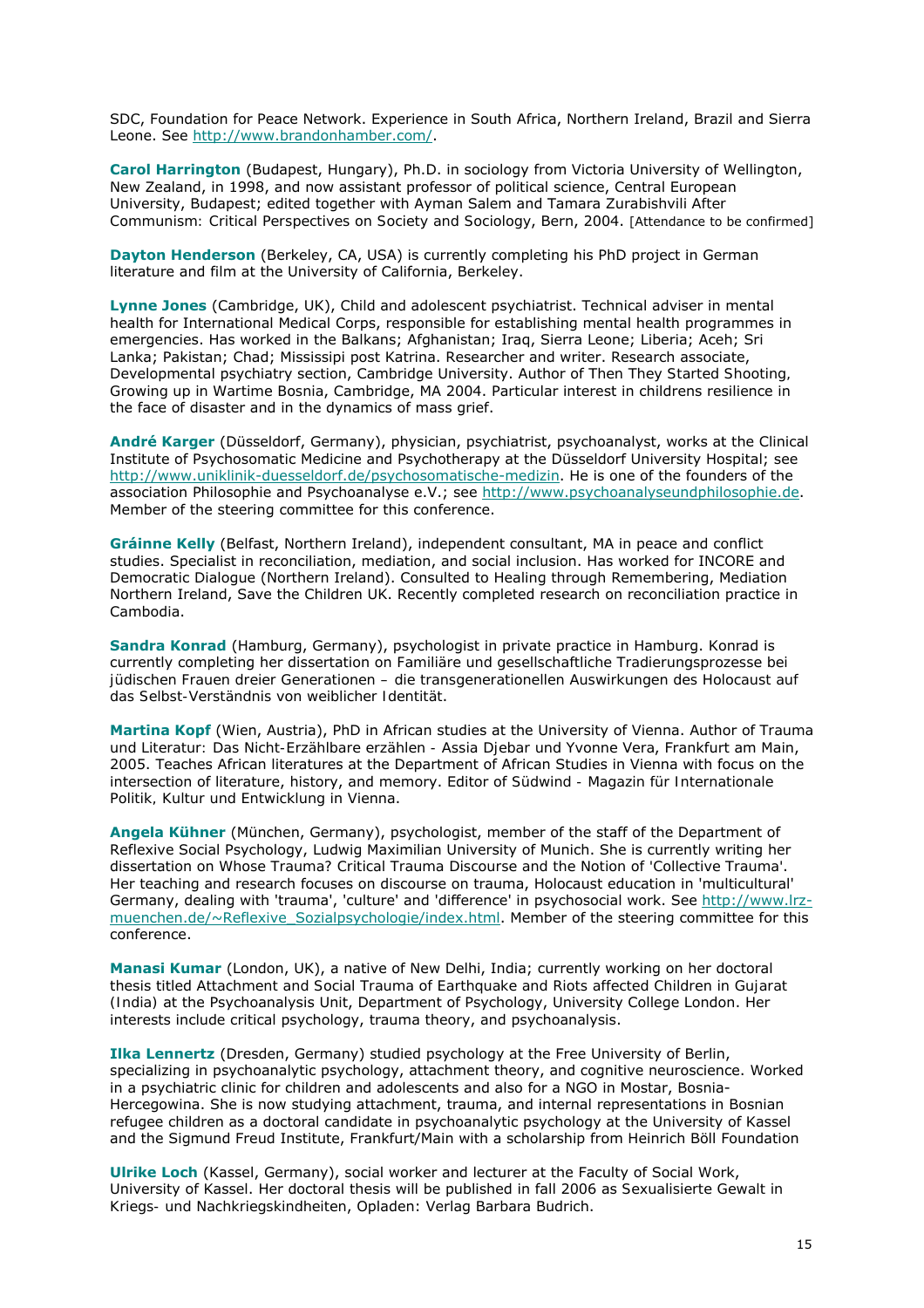SDC, Foundation for Peace Network. Experience in South Africa, Northern Ireland, Brazil and Sierra Leone. See http://www.brandonhamber.com/.

**Carol Harrington** (Budapest, Hungary), Ph.D. in sociology from Victoria University of Wellington, New Zealand, in 1998, and now assistant professor of political science, Central European University, Budapest; edited together with Ayman Salem and Tamara Zurabishvili After Communism: Critical Perspectives on Society and Sociology, Bern, 2004. [Attendance to be confirmed]

**Dayton Henderson** (Berkeley, CA, USA) is currently completing his PhD project in German literature and film at the University of California, Berkeley.

**Lynne Jones** (Cambridge, UK), Child and adolescent psychiatrist. Technical adviser in mental health for International Medical Corps, responsible for establishing mental health programmes in emergencies. Has worked in the Balkans; Afghanistan; Iraq, Sierra Leone; Liberia; Aceh; Sri Lanka; Pakistan; Chad; Mississipi post Katrina. Researcher and writer. Research associate, Developmental psychiatry section, Cambridge University. Author of Then They Started Shooting, Growing up in Wartime Bosnia, Cambridge, MA 2004. Particular interest in childrens resilience in the face of disaster and in the dynamics of mass grief.

**André Karger** (Düsseldorf, Germany), physician, psychiatrist, psychoanalyst, works at the Clinical Institute of Psychosomatic Medicine and Psychotherapy at the Düsseldorf University Hospital; see http://www.uniklinik-duesseldorf.de/psychosomatische-medizin. He is one of the founders of the association Philosophie and Psychoanalyse e.V.; see http://www.psychoanalyseundphilosophie.de. Member of the steering committee for this conference.

**Gráinne Kelly** (Belfast, Northern Ireland), independent consultant, MA in peace and conflict studies. Specialist in reconciliation, mediation, and social inclusion. Has worked for INCORE and Democratic Dialogue (Northern Ireland). Consulted to Healing through Remembering, Mediation Northern Ireland, Save the Children UK. Recently completed research on reconciliation practice in Cambodia.

**Sandra Konrad** (Hamburg, Germany), psychologist in private practice in Hamburg. Konrad is currently completing her dissertation on Familiäre und gesellschaftliche Tradierungsprozesse bei jüdischen Frauen dreier Generationen – die transgenerationellen Auswirkungen des Holocaust auf das Selbst-Verständnis von weiblicher Identität.

**Martina Kopf** (Wien, Austria), PhD in African studies at the University of Vienna. Author of Trauma und Literatur: Das Nicht-Erzählbare erzählen - Assia Djebar und Yvonne Vera, Frankfurt am Main, 2005. Teaches African literatures at the Department of African Studies in Vienna with focus on the intersection of literature, history, and memory. Editor of Südwind - Magazin für Internationale Politik, Kultur und Entwicklung in Vienna.

**Angela Kühner** (München, Germany), psychologist, member of the staff of the Department of Reflexive Social Psychology, Ludwig Maximilian University of Munich. She is currently writing her dissertation on Whose Trauma? Critical Trauma Discourse and the Notion of 'Collective Trauma'. Her teaching and research focuses on discourse on trauma, Holocaust education in 'multicultural' Germany, dealing with 'trauma', 'culture' and 'difference' in psychosocial work. See http://www.lrz-muenchen.de/~Reflexive_Sozialpsychologie/index.html. Member of the steering committee for this conference.

**Manasi Kumar** (London, UK), a native of New Delhi, India; currently working on her doctoral thesis titled Attachment and Social Trauma of Earthquake and Riots affected Children in Gujarat (India) at the Psychoanalysis Unit, Department of Psychology, University College London. Her interests include critical psychology, trauma theory, and psychoanalysis.

**Ilka Lennertz** (Dresden, Germany) studied psychology at the Free University of Berlin, specializing in psychoanalytic psychology, attachment theory, and cognitive neuroscience. Worked in a psychiatric clinic for children and adolescents and also for a NGO in Mostar, Bosnia-Hercegowina. She is now studying attachment, trauma, and internal representations in Bosnian refugee children as a doctoral candidate in psychoanalytic psychology at the University of Kassel and the Sigmund Freud Institute, Frankfurt/Main with a scholarship from Heinrich Böll Foundation

**Ulrike Loch** (Kassel, Germany), social worker and lecturer at the Faculty of Social Work, University of Kassel. Her doctoral thesis will be published in fall 2006 as Sexualisierte Gewalt in Kriegs- und Nachkriegskindheiten, Opladen: Verlag Barbara Budrich.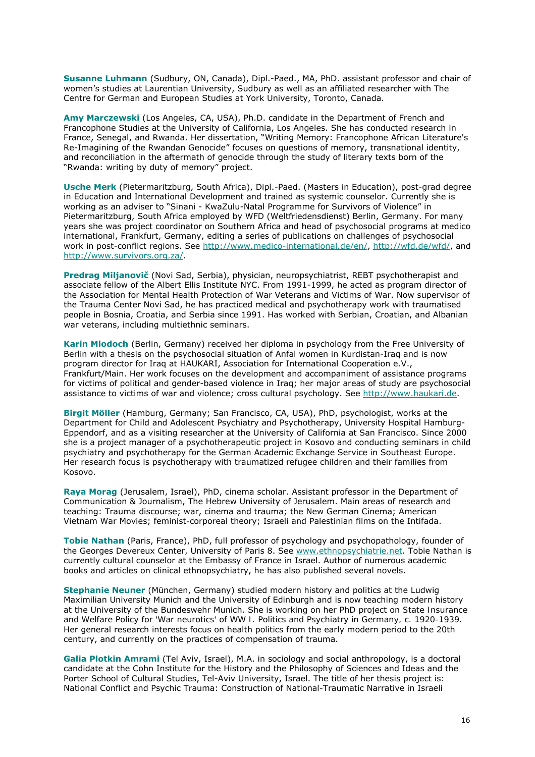**Susanne Luhmann** (Sudbury, ON, Canada), Dipl.-Paed., MA, PhD. assistant professor and chair of women's studies at Laurentian University, Sudbury as well as an affiliated researcher with The Centre for German and European Studies at York University, Toronto, Canada.

**Amy Marczewski** (Los Angeles, CA, USA), Ph.D. candidate in the Department of French and Francophone Studies at the University of California, Los Angeles. She has conducted research in France, Senegal, and Rwanda. Her dissertation, "Writing Memory: Francophone African Literature's Re-Imagining of the Rwandan Genocide" focuses on questions of memory, transnational identity, and reconciliation in the aftermath of genocide through the study of literary texts born of the "Rwanda: writing by duty of memory" project.

**Usche Merk** (Pietermaritzburg, South Africa), Dipl.-Paed. (Masters in Education), post-grad degree in Education and International Development and trained as systemic counselor. Currently she is working as an adviser to "Sinani - KwaZulu-Natal Programme for Survivors of Violence" in Pietermaritzburg, South Africa employed by WFD (Weltfriedensdienst) Berlin, Germany. For many years she was project coordinator on Southern Africa and head of psychosocial programs at medico international, Frankfurt, Germany, editing a series of publications on challenges of psychosocial work in post-conflict regions. See http://www.medico-international.de/en/, http://wfd.de/wfd/, and http://www.survivors.org.za/.

**Predrag Miljanovič** (Novi Sad, Serbia), physician, neuropsychiatrist, REBT psychotherapist and associate fellow of the Albert Ellis Institute NYC. From 1991-1999, he acted as program director of the Association for Mental Health Protection of War Veterans and Victims of War. Now supervisor of the Trauma Center Novi Sad, he has practiced medical and psychotherapy work with traumatised people in Bosnia, Croatia, and Serbia since 1991. Has worked with Serbian, Croatian, and Albanian war veterans, including multiethnic seminars.

**Karin Mlodoch** (Berlin, Germany) received her diploma in psychology from the Free University of Berlin with a thesis on the psychosocial situation of Anfal women in Kurdistan-Iraq and is now program director for Iraq at HAUKARI, Association for International Cooperation e.V., Frankfurt/Main. Her work focuses on the development and accompaniment of assistance programs for victims of political and gender-based violence in Iraq; her major areas of study are psychosocial assistance to victims of war and violence; cross cultural psychology. See http://www.haukari.de.

**Birgit Möller** (Hamburg, Germany; San Francisco, CA, USA), PhD, psychologist, works at the Department for Child and Adolescent Psychiatry and Psychotherapy, University Hospital Hamburg-Eppendorf, and as a visiting researcher at the University of California at San Francisco. Since 2000 she is a project manager of a psychotherapeutic project in Kosovo and conducting seminars in child psychiatry and psychotherapy for the German Academic Exchange Service in Southeast Europe. Her research focus is psychotherapy with traumatized refugee children and their families from Kosovo.

**Raya Morag** (Jerusalem, Israel), PhD, cinema scholar. Assistant professor in the Department of Communication & Journalism, The Hebrew University of Jerusalem. Main areas of research and teaching: Trauma discourse; war, cinema and trauma; the New German Cinema; American Vietnam War Movies; feminist-corporeal theory; Israeli and Palestinian films on the Intifada.

**Tobie Nathan** (Paris, France), PhD, full professor of psychology and psychopathology, founder of the Georges Devereux Center, University of Paris 8. See www.ethnopsychiatrie.net. Tobie Nathan is currently cultural counselor at the Embassy of France in Israel. Author of numerous academic books and articles on clinical ethnopsychiatry, he has also published several novels.

**Stephanie Neuner** (München, Germany) studied modern history and politics at the Ludwig Maximilian University Munich and the University of Edinburgh and is now teaching modern history at the University of the Bundeswehr Munich. She is working on her PhD project on State Insurance and Welfare Policy for 'War neurotics' of WW I. Politics and Psychiatry in Germany, c. 1920-1939. Her general research interests focus on health politics from the early modern period to the 20th century, and currently on the practices of compensation of trauma.

**Galia Plotkin Amrami** (Tel Aviv, Israel), M.A. in sociology and social anthropology, is a doctoral candidate at the Cohn Institute for the History and the Philosophy of Sciences and Ideas and the Porter School of Cultural Studies, Tel-Aviv University, Israel. The title of her thesis project is: National Conflict and Psychic Trauma: Construction of National-Traumatic Narrative in Israeli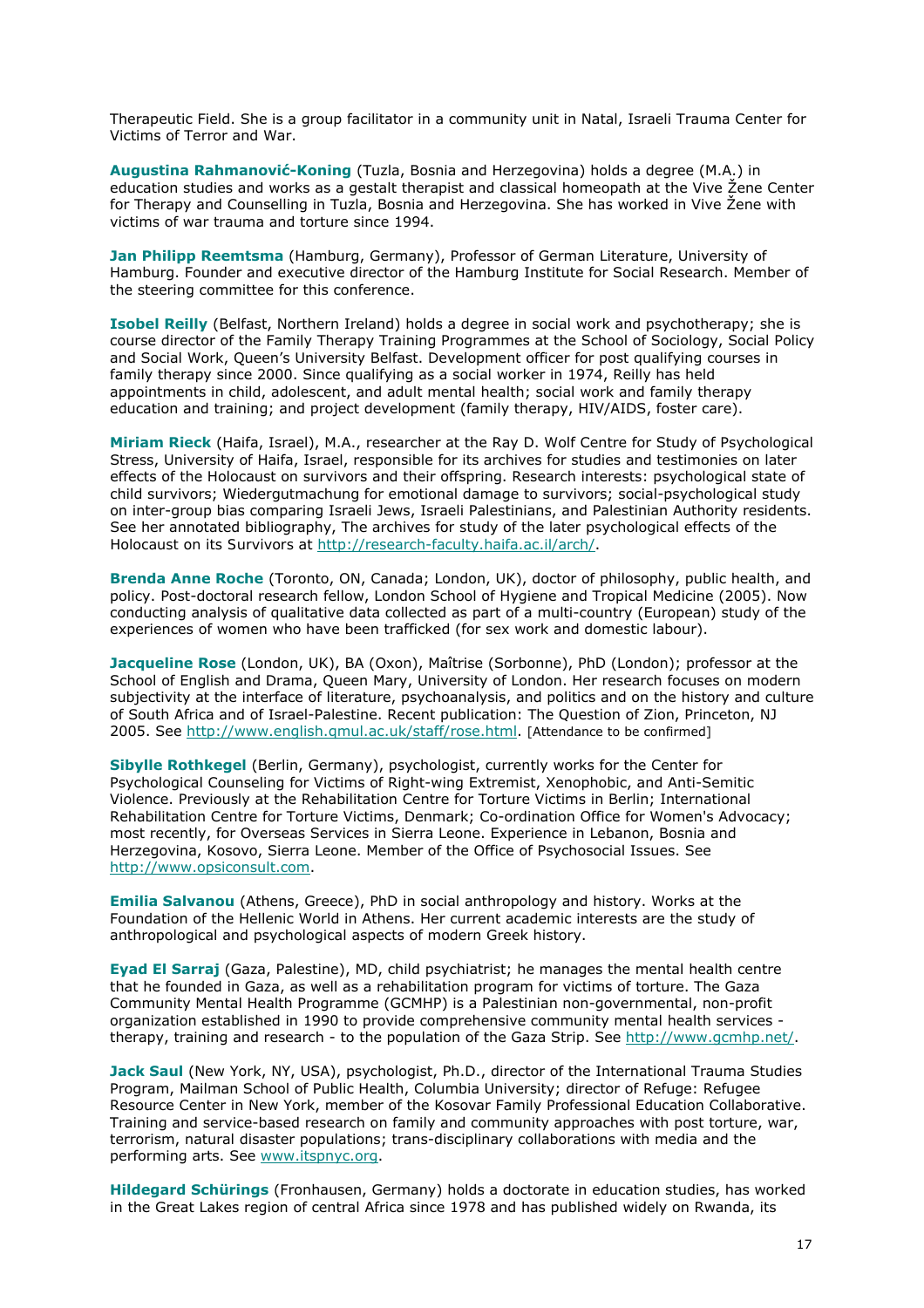Therapeutic Field. She is a group facilitator in a community unit in Natal, Israeli Trauma Center for Victims of Terror and War.

**Augustina Rahmanović-Koning** (Tuzla, Bosnia and Herzegovina) holds a degree (M.A.) in education studies and works as a gestalt therapist and classical homeopath at the Vive Žene Center for Therapy and Counselling in Tuzla, Bosnia and Herzegovina. She has worked in Vive Žene with victims of war trauma and torture since 1994.

**Jan Philipp Reemtsma** (Hamburg, Germany), Professor of German Literature, University of Hamburg. Founder and executive director of the Hamburg Institute for Social Research. Member of the steering committee for this conference.

**Isobel Reilly** (Belfast, Northern Ireland) holds a degree in social work and psychotherapy; she is course director of the Family Therapy Training Programmes at the School of Sociology, Social Policy and Social Work, Queen's University Belfast. Development officer for post qualifying courses in family therapy since 2000. Since qualifying as a social worker in 1974, Reilly has held appointments in child, adolescent, and adult mental health; social work and family therapy education and training; and project development (family therapy, HIV/AIDS, foster care).

**Miriam Rieck** (Haifa, Israel), M.A., researcher at the Ray D. Wolf Centre for Study of Psychological Stress, University of Haifa, Israel, responsible for its archives for studies and testimonies on later effects of the Holocaust on survivors and their offspring. Research interests: psychological state of child survivors; Wiedergutmachung for emotional damage to survivors; social-psychological study on inter-group bias comparing Israeli Jews, Israeli Palestinians, and Palestinian Authority residents. See her annotated bibliography, The archives for study of the later psychological effects of the Holocaust on its Survivors at http://research-faculty.haifa.ac.il/arch/.

**Brenda Anne Roche** (Toronto, ON, Canada; London, UK), doctor of philosophy, public health, and policy. Post-doctoral research fellow, London School of Hygiene and Tropical Medicine (2005). Now conducting analysis of qualitative data collected as part of a multi-country (European) study of the experiences of women who have been trafficked (for sex work and domestic labour).

**Jacqueline Rose** (London, UK), BA (Oxon), Maîtrise (Sorbonne), PhD (London); professor at the School of English and Drama, Queen Mary, University of London. Her research focuses on modern subjectivity at the interface of literature, psychoanalysis, and politics and on the history and culture of South Africa and of Israel-Palestine. Recent publication: The Question of Zion, Princeton, NJ 2005. See http://www.english.qmul.ac.uk/staff/rose.html. [Attendance to be confirmed]

**Sibylle Rothkegel** (Berlin, Germany), psychologist, currently works for the Center for Psychological Counseling for Victims of Right-wing Extremist, Xenophobic, and Anti-Semitic Violence. Previously at the Rehabilitation Centre for Torture Victims in Berlin; International Rehabilitation Centre for Torture Victims, Denmark; Co-ordination Office for Women's Advocacy; most recently, for Overseas Services in Sierra Leone. Experience in Lebanon, Bosnia and Herzegovina, Kosovo, Sierra Leone. Member of the Office of Psychosocial Issues. See http://www.opsiconsult.com.

**Emilia Salvanou** (Athens, Greece), PhD in social anthropology and history. Works at the Foundation of the Hellenic World in Athens. Her current academic interests are the study of anthropological and psychological aspects of modern Greek history.

**Eyad El Sarraj** (Gaza, Palestine), MD, child psychiatrist; he manages the mental health centre that he founded in Gaza, as well as a rehabilitation program for victims of torture. The Gaza Community Mental Health Programme (GCMHP) is a Palestinian non-governmental, non-profit organization established in 1990 to provide comprehensive community mental health services - therapy, training and research - to the population of the Gaza Strip. See http://www.gcmhp.net/.

**Jack Saul** (New York, NY, USA), psychologist, Ph.D., director of the International Trauma Studies Program, Mailman School of Public Health, Columbia University; director of Refuge: Refugee Resource Center in New York, member of the Kosovar Family Professional Education Collaborative. Training and service-based research on family and community approaches with post torture, war, terrorism, natural disaster populations; trans-disciplinary collaborations with media and the performing arts. See www.itspnyc.org.

**Hildegard Schürings** (Fronhausen, Germany) holds a doctorate in education studies, has worked in the Great Lakes region of central Africa since 1978 and has published widely on Rwanda, its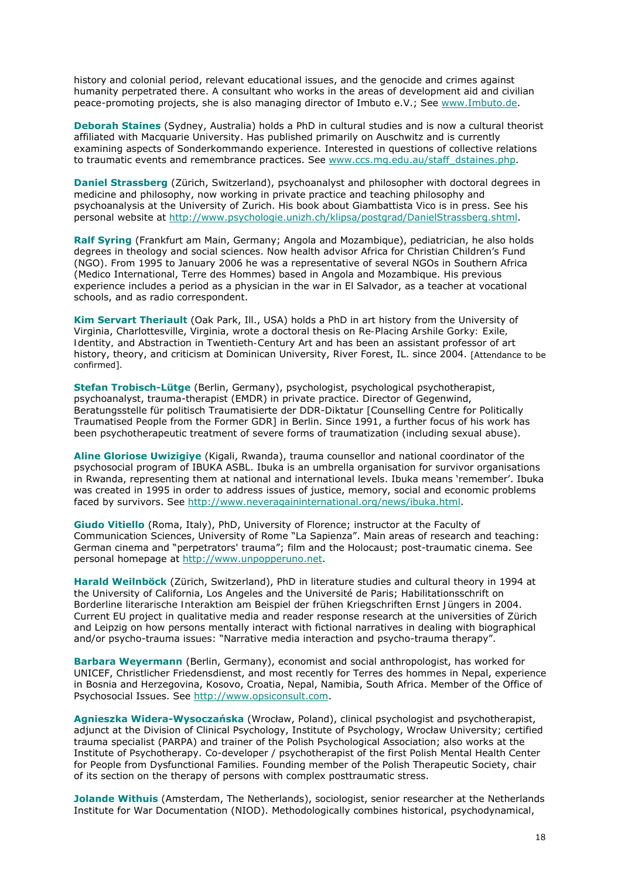history and colonial period, relevant educational issues, and the genocide and crimes against humanity perpetrated there. A consultant who works in the areas of development aid and civilian peace-promoting projects, she is also managing director of Imbuto e.V.; See www.Imbuto.de.

**Deborah Staines** (Sydney, Australia) holds a PhD in cultural studies and is now a cultural theorist affiliated with Macquarie University. Has published primarily on Auschwitz and is currently examining aspects of Sonderkommando experience. Interested in questions of collective relations to traumatic events and remembrance practices. See www.ccs.mq.edu.au/staff_dstaines.php.

**Daniel Strassberg** (Zürich, Switzerland), psychoanalyst and philosopher with doctoral degrees in medicine and philosophy, now working in private practice and teaching philosophy and psychoanalysis at the University of Zurich. His book about Giambattista Vico is in press. See his personal website at http://www.psychologie.unizh.ch/klipsa/postgrad/DanielStrassberg.shtml.

**Ralf Syring** (Frankfurt am Main, Germany; Angola and Mozambique), pediatrician, he also holds degrees in theology and social sciences. Now health advisor Africa for Christian Children's Fund (NGO). From 1995 to January 2006 he was a representative of several NGOs in Southern Africa (Medico International, Terre des Hommes) based in Angola and Mozambique. His previous experience includes a period as a physician in the war in El Salvador, as a teacher at vocational schools, and as radio correspondent.

**Kim Servart Theriault** (Oak Park, Ill., USA) holds a PhD in art history from the University of Virginia, Charlottesville, Virginia, wrote a doctoral thesis on Re-Placing Arshile Gorky: Exile, Identity, and Abstraction in Twentieth-Century Art and has been an assistant professor of art history, theory, and criticism at Dominican University, River Forest, IL. since 2004. [Attendance to be confirmed].

**Stefan Trobisch-Lütge** (Berlin, Germany), psychologist, psychological psychotherapist, psychoanalyst, trauma-therapist (EMDR) in private practice. Director of Gegenwind, Beratungsstelle für politisch Traumatisierte der DDR-Diktatur [Counselling Centre for Politically Traumatised People from the Former GDR] in Berlin. Since 1991, a further focus of his work has been psychotherapeutic treatment of severe forms of traumatization (including sexual abuse).

**Aline Gloriose Uwizigiye** (Kigali, Rwanda), trauma counsellor and national coordinator of the psychosocial program of IBUKA ASBL. Ibuka is an umbrella organisation for survivor organisations in Rwanda, representing them at national and international levels. Ibuka means 'remember'. Ibuka was created in 1995 in order to address issues of justice, memory, social and economic problems faced by survivors. See http://www.neveragaininternational.org/news/ibuka.html.

**Giudo Vitiello** (Roma, Italy), PhD, University of Florence; instructor at the Faculty of Communication Sciences, University of Rome "La Sapienza". Main areas of research and teaching: German cinema and "perpetrators' trauma"; film and the Holocaust; post-traumatic cinema. See personal homepage at http://www.unpopperuno.net.

**Harald Weilnböck** (Zürich, Switzerland), PhD in literature studies and cultural theory in 1994 at the University of California, Los Angeles and the Université de Paris; Habilitationsschrift on Borderline literarische Interaktion am Beispiel der frühen Kriegschriften Ernst Jüngers in 2004. Current EU project in qualitative media and reader response research at the universities of Zürich and Leipzig on how persons mentally interact with fictional narratives in dealing with biographical and/or psycho-trauma issues: "Narrative media interaction and psycho-trauma therapy".

**Barbara Weyermann** (Berlin, Germany), economist and social anthropologist, has worked for UNICEF, Christlicher Friedensdienst, and most recently for Terres des hommes in Nepal, experience in Bosnia and Herzegovina, Kosovo, Croatia, Nepal, Namibia, South Africa. Member of the Office of Psychosocial Issues. See http://www.opsiconsult.com.

**Agnieszka Widera-Wysoczańska** (Wrocław, Poland), clinical psychologist and psychotherapist, adjunct at the Division of Clinical Psychology, Institute of Psychology, Wrocław University; certified trauma specialist (PARPA) and trainer of the Polish Psychological Association; also works at the Institute of Psychotherapy. Co-developer / psychotherapist of the first Polish Mental Health Center for People from Dysfunctional Families. Founding member of the Polish Therapeutic Society, chair of its section on the therapy of persons with complex posttraumatic stress.

**Jolande Withuis** (Amsterdam, The Netherlands), sociologist, senior researcher at the Netherlands Institute for War Documentation (NIOD). Methodologically combines historical, psychodynamical,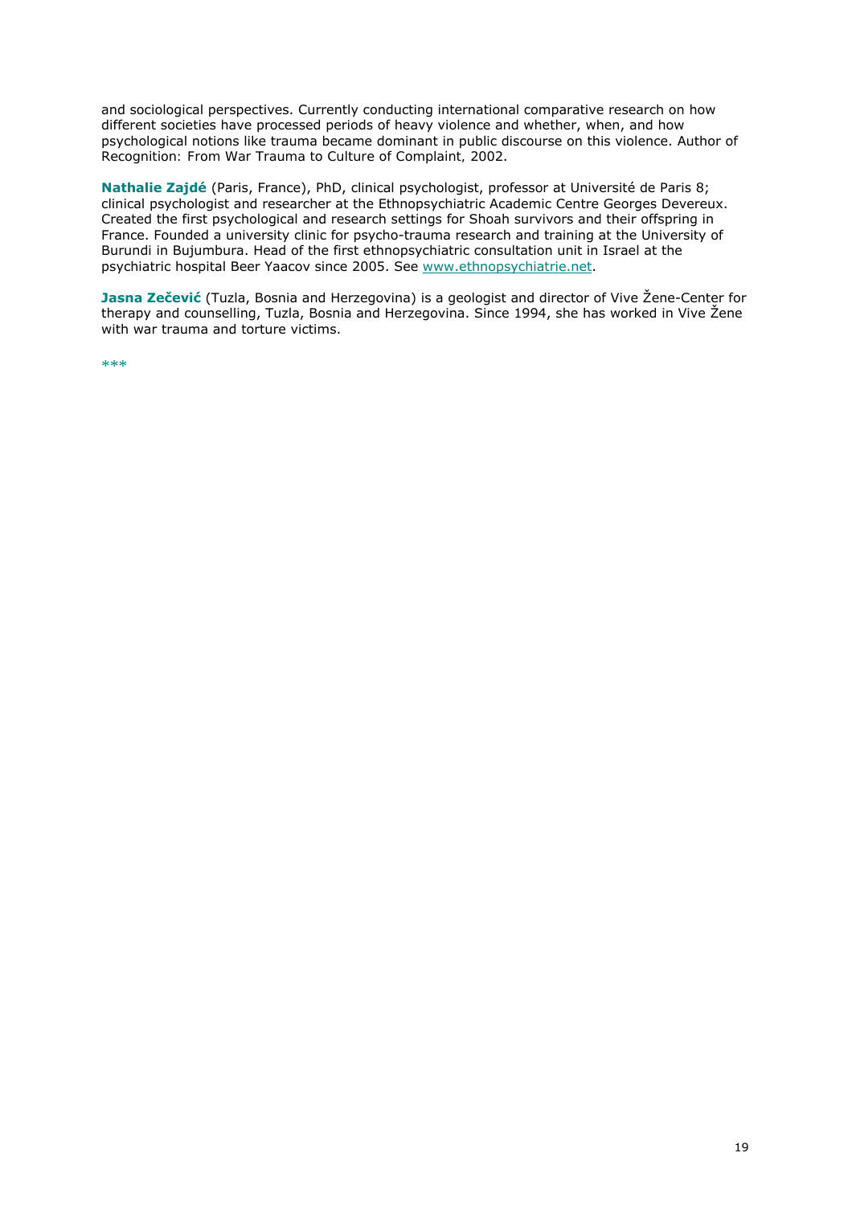and sociological perspectives. Currently conducting international comparative research on how different societies have processed periods of heavy violence and whether, when, and how psychological notions like trauma became dominant in public discourse on this violence. Author of Recognition: From War Trauma to Culture of Complaint, 2002.

**Nathalie Zajdé** (Paris, France), PhD, clinical psychologist, professor at Université de Paris 8; clinical psychologist and researcher at the Ethnopsychiatric Academic Centre Georges Devereux. Created the first psychological and research settings for Shoah survivors and their offspring in France. Founded a university clinic for psycho-trauma research and training at the University of Burundi in Bujumbura. Head of the first ethnopsychiatric consultation unit in Israel at the psychiatric hospital Beer Yaacov since 2005. See [www.ethnopsychiatrie.net](http://www.ethnopsychiatrie.net).

**Jasna Zečević** (Tuzla, Bosnia and Herzegovina) is a geologist and director of Vive Žene-Center for therapy and counselling, Tuzla, Bosnia and Herzegovina. Since 1994, she has worked in Vive Žene with war trauma and torture victims.

***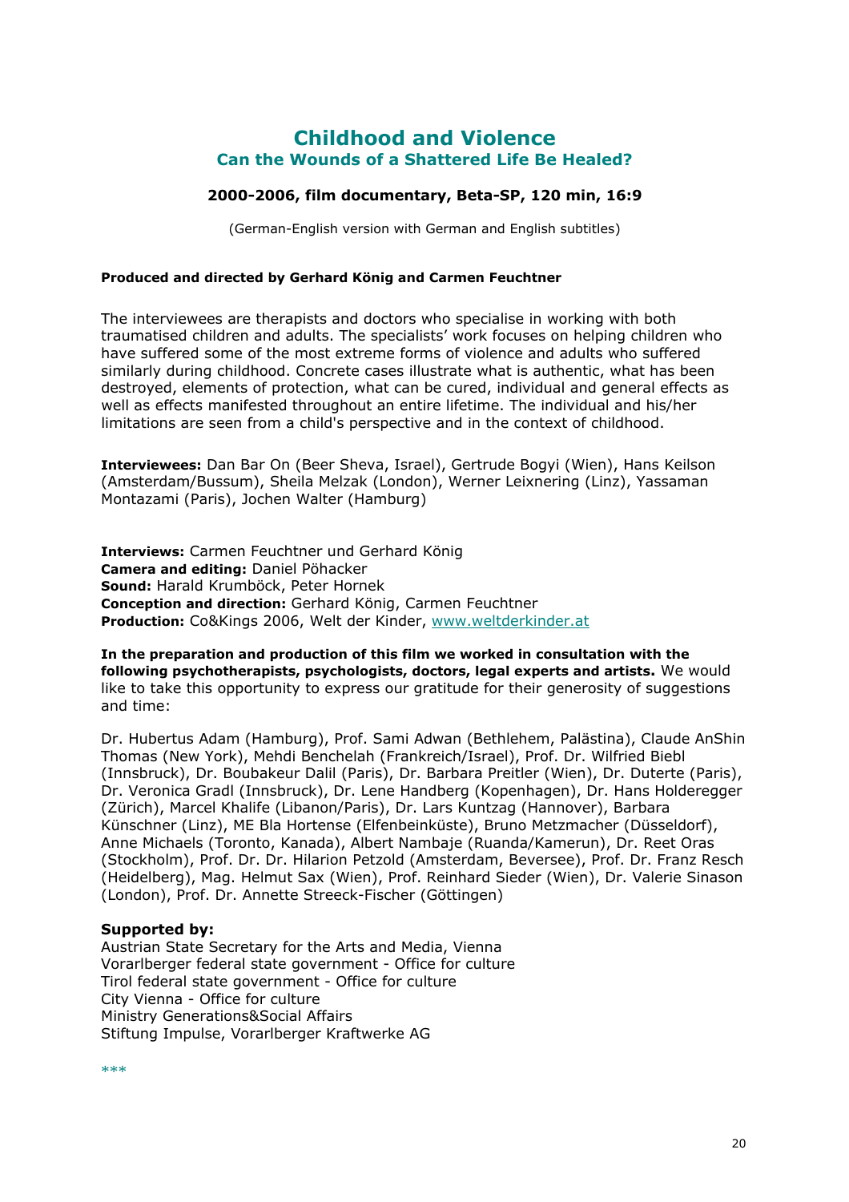# Childhood and Violence

## Can the Wounds of a Shattered Life Be Healed?

**2000-2006, film documentary, Beta-SP, 120 min, 16:9**

(German-English version with German and English subtitles)

**Produced and directed by Gerhard König and Carmen Feuchtner**

The interviewees are therapists and doctors who specialise in working with both traumatised children and adults. The specialists' work focuses on helping children who have suffered some of the most extreme forms of violence and adults who suffered similarly during childhood. Concrete cases illustrate what is authentic, what has been destroyed, elements of protection, what can be cured, individual and general effects as well as effects manifested throughout an entire lifetime. The individual and his/her limitations are seen from a child's perspective and in the context of childhood.

**Interviewees:** Dan Bar On (Beer Sheva, Israel), Gertrude Bogyi (Wien), Hans Keilson (Amsterdam/Bussum), Sheila Melzak (London), Werner Leixnering (Linz), Yassaman Montazami (Paris), Jochen Walter (Hamburg)

**Interviews:** Carmen Feuchtner und Gerhard König
**Camera and editing:** Daniel Pöhacker
**Sound:** Harald Krumböck, Peter Hornek
**Conception and direction:** Gerhard König, Carmen Feuchtner
**Production:** Co&Kings 2006, Welt der Kinder, www.weltderkinder.at

**In the preparation and production of this film we worked in consultation with the following psychotherapists, psychologists, doctors, legal experts and artists.** We would like to take this opportunity to express our gratitude for their generosity of suggestions and time:

Dr. Hubertus Adam (Hamburg), Prof. Sami Adwan (Bethlehem, Palästina), Claude AnShin Thomas (New York), Mehdi Benchelah (Frankreich/Israel), Prof. Dr. Wilfried Biebl (Innsbruck), Dr. Boubakeur Dalil (Paris), Dr. Barbara Preitler (Wien), Dr. Duterte (Paris), Dr. Veronica Gradl (Innsbruck), Dr. Lene Handberg (Kopenhagen), Dr. Hans Holderegger (Zürich), Marcel Khalife (Libanon/Paris), Dr. Lars Kuntzag (Hannover), Barbara Künschner (Linz), ME Bla Hortense (Elfenbeinküste), Bruno Metzmacher (Düsseldorf), Anne Michaels (Toronto, Kanada), Albert Nambaje (Ruanda/Kamerun), Dr. Reet Oras (Stockholm), Prof. Dr. Dr. Hilarion Petzold (Amsterdam, Beversee), Prof. Dr. Franz Resch (Heidelberg), Mag. Helmut Sax (Wien), Prof. Reinhard Sieder (Wien), Dr. Valerie Sinason (London), Prof. Dr. Annette Streeck-Fischer (Göttingen)

**Supported by:**
Austrian State Secretary for the Arts and Media, Vienna
Vorarlberger federal state government - Office for culture
Tirol federal state government - Office for culture
City Vienna - Office for culture
Ministry Generations&Social Affairs
Stiftung Impulse, Vorarlberger Kraftwerke AG

***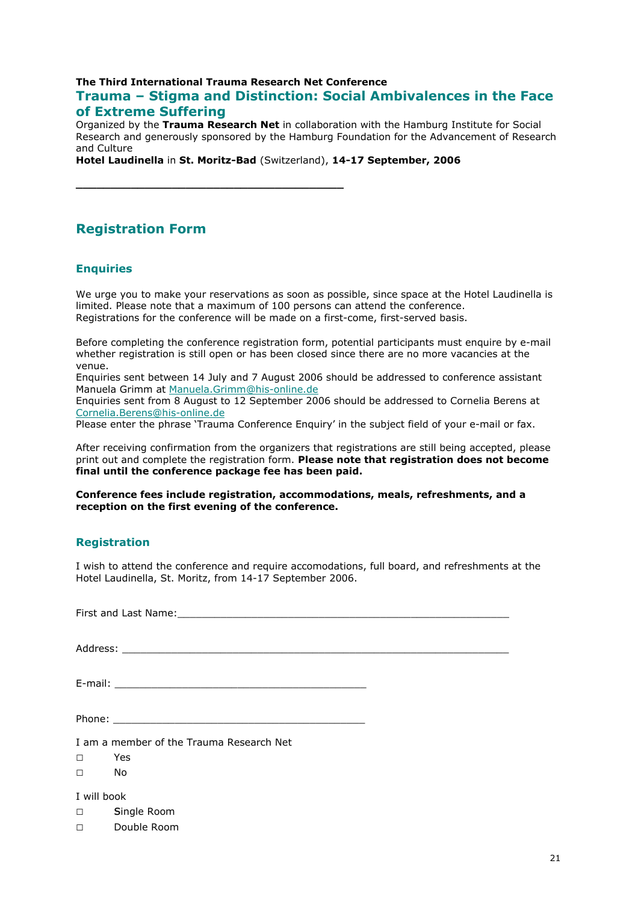**The Third International Trauma Research Net Conference**

# Trauma – Stigma and Distinction: Social Ambivalences in the Face of Extreme Suffering

Organized by the **Trauma Research Net** in collaboration with the Hamburg Institute for Social Research and generously sponsored by the Hamburg Foundation for the Advancement of Research and Culture

**Hotel Laudinella** in **St. Moritz-Bad** (Switzerland), **14-17 September, 2006**

---

## Registration Form

### Enquiries

We urge you to make your reservations as soon as possible, since space at the Hotel Laudinella is limited. Please note that a maximum of 100 persons can attend the conference. Registrations for the conference will be made on a first-come, first-served basis.

Before completing the conference registration form, potential participants must enquire by e-mail whether registration is still open or has been closed since there are no more vacancies at the venue.

Enquiries sent between 14 July and 7 August 2006 should be addressed to conference assistant Manuela Grimm at Manuela.Grimm@his-online.de

Enquiries sent from 8 August to 12 September 2006 should be addressed to Cornelia Berens at Cornelia.Berens@his-online.de

Please enter the phrase 'Trauma Conference Enquiry' in the subject field of your e-mail or fax.

After receiving confirmation from the organizers that registrations are still being accepted, please print out and complete the registration form. **Please note that registration does not become final until the conference package fee has been paid.**

**Conference fees include registration, accommodations, meals, refreshments, and a reception on the first evening of the conference.**

### Registration

I wish to attend the conference and require accomodations, full board, and refreshments at the Hotel Laudinella, St. Moritz, from 14-17 September 2006.

First and Last Name:___________________________________________________________

Address: _____________________________________________________________________

E-mail: ____________________________________________

Phone: _____________________________________________

I am a member of the Trauma Research Net

□ Yes

□ No

I will book

□ Single Room

□ Double Room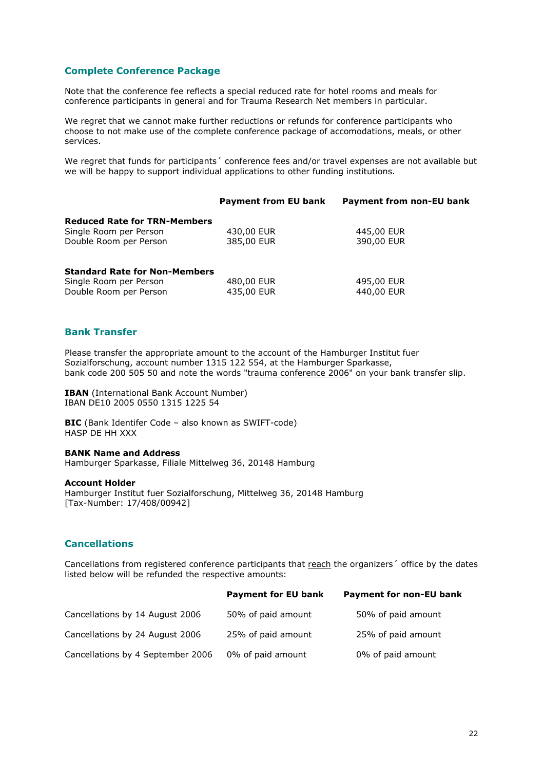## Complete Conference Package

Note that the conference fee reflects a special reduced rate for hotel rooms and meals for conference participants in general and for Trauma Research Net members in particular.

We regret that we cannot make further reductions or refunds for conference participants who choose to not make use of the complete conference package of accomodations, meals, or other services.

We regret that funds for participants´ conference fees and/or travel expenses are not available but we will be happy to support individual applications to other funding institutions.

| | Payment from EU bank | Payment from non-EU bank |
|---|---|---|
| **Reduced Rate for TRN-Members** | | |
| Single Room per Person | 430,00 EUR | 445,00 EUR |
| Double Room per Person | 385,00 EUR | 390,00 EUR |
| **Standard Rate for Non-Members** | | |
| Single Room per Person | 480,00 EUR | 495,00 EUR |
| Double Room per Person | 435,00 EUR | 440,00 EUR |

## Bank Transfer

Please transfer the appropriate amount to the account of the Hamburger Institut fuer Sozialforschung, account number 1315 122 554, at the Hamburger Sparkasse, bank code 200 505 50 and note the words "trauma conference 2006" on your bank transfer slip.

**IBAN** (International Bank Account Number)
IBAN DE10 2005 0550 1315 1225 54

**BIC** (Bank Identifer Code – also known as SWIFT-code)
HASP DE HH XXX

**BANK Name and Address**
Hamburger Sparkasse, Filiale Mittelweg 36, 20148 Hamburg

**Account Holder**
Hamburger Institut fuer Sozialforschung, Mittelweg 36, 20148 Hamburg
[Tax-Number: 17/408/00942]

## Cancellations

Cancellations from registered conference participants that reach the organizers´ office by the dates listed below will be refunded the respective amounts:

| | Payment for EU bank | Payment for non-EU bank |
|---|---|---|
| Cancellations by 14 August 2006 | 50% of paid amount | 50% of paid amount |
| Cancellations by 24 August 2006 | 25% of paid amount | 25% of paid amount |
| Cancellations by 4 September 2006 | 0% of paid amount | 0% of paid amount |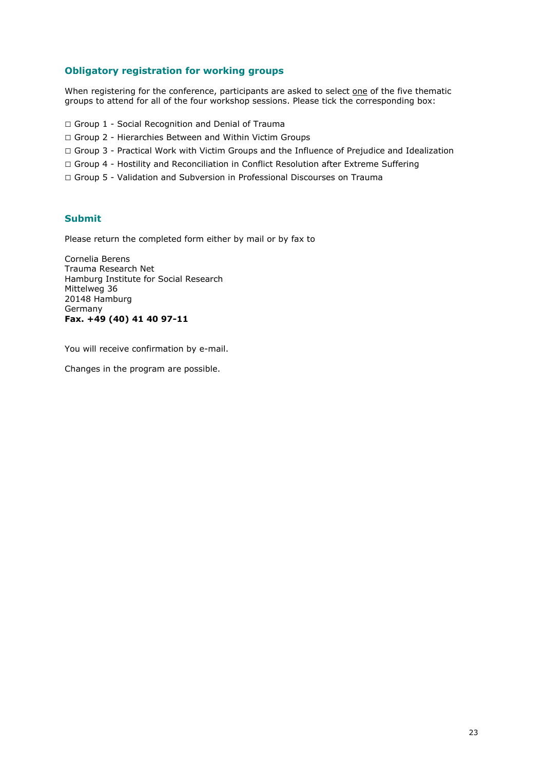## Obligatory registration for working groups

When registering for the conference, participants are asked to select <u>one</u> of the five thematic groups to attend for all of the four workshop sessions. Please tick the corresponding box:

□ Group 1 - Social Recognition and Denial of Trauma

□ Group 2 - Hierarchies Between and Within Victim Groups

□ Group 3 - Practical Work with Victim Groups and the Influence of Prejudice and Idealization

□ Group 4 - Hostility and Reconciliation in Conflict Resolution after Extreme Suffering

□ Group 5 - Validation and Subversion in Professional Discourses on Trauma

## Submit

Please return the completed form either by mail or by fax to

Cornelia Berens
Trauma Research Net
Hamburg Institute for Social Research
Mittelweg 36
20148 Hamburg
Germany
**Fax. +49 (40) 41 40 97-11**

You will receive confirmation by e-mail.

Changes in the program are possible.